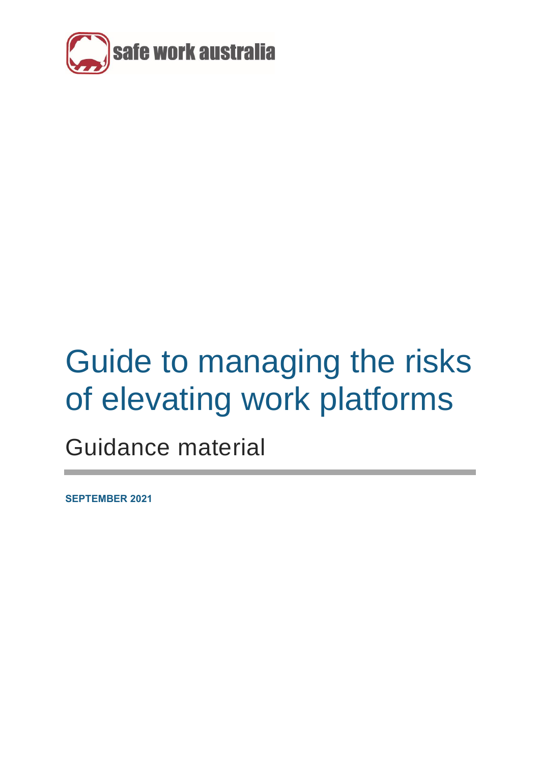safe work australia

# Guide to managing the risks of elevating work platforms

## Guidance material

**SEPTEMBER 2021**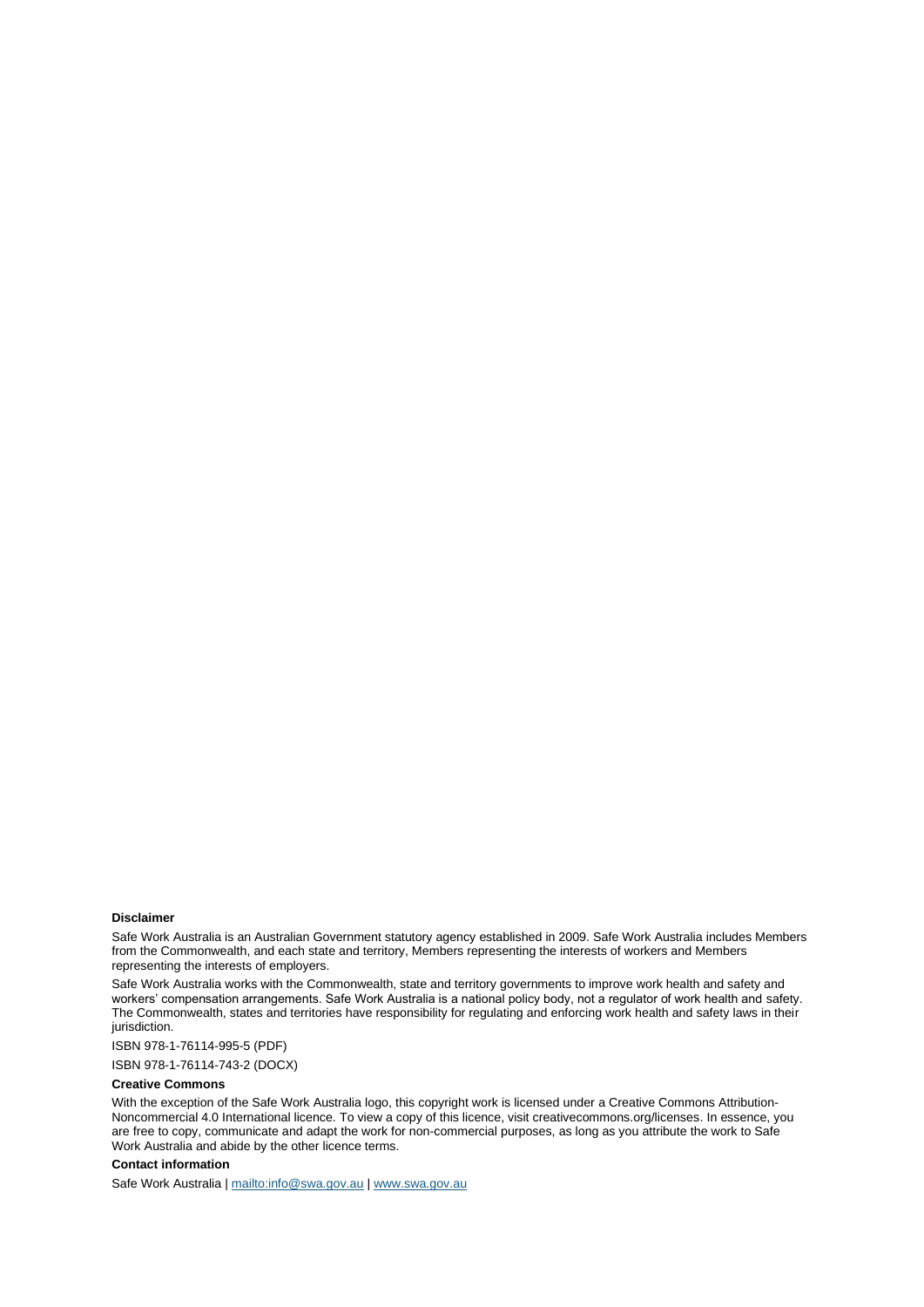**Disclaimer**

Safe Work Australia is an Australian Government statutory agency established in 2009. Safe Work Australia includes Members from the Commonwealth, and each state and territory, Members representing the interests of workers and Members representing the interests of employers.

Safe Work Australia works with the Commonwealth, state and territory governments to improve work health and safety and workers' compensation arrangements. Safe Work Australia is a national policy body, not a regulator of work health and safety. The Commonwealth, states and territories have responsibility for regulating and enforcing work health and safety laws in their jurisdiction.

ISBN 978-1-76114-995-5 (PDF)

ISBN 978-1-76114-743-2 (DOCX)

**Creative Commons**

With the exception of the Safe Work Australia logo, this copyright work is licensed under a Creative Commons Attribution-Noncommercial 4.0 International licence. To view a copy of this licence, visit creativecommons.org/licenses. In essence, you are free to copy, communicate and adapt the work for non-commercial purposes, as long as you attribute the work to Safe Work Australia and abide by the other licence terms.

**Contact information**

Safe Work Australia | mailto:info@swa.gov.au | www.swa.gov.au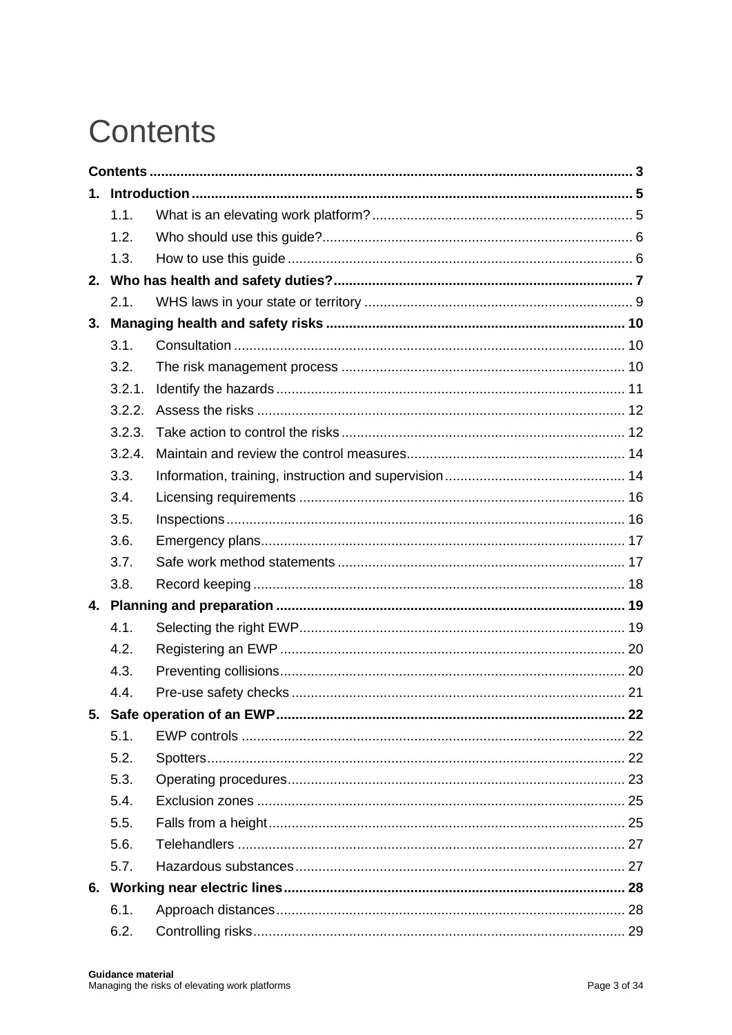# Contents

**Contents** ... 3

**1. Introduction** ... 5

- 1.1. What is an elevating work platform? ... 5
- 1.2. Who should use this guide? ... 6
- 1.3. How to use this guide ... 6

**2. Who has health and safety duties?** ... 7

- 2.1. WHS laws in your state or territory ... 9

**3. Managing health and safety risks** ... 10

- 3.1. Consultation ... 10
- 3.2. The risk management process ... 10
- 3.2.1. Identify the hazards ... 11
- 3.2.2. Assess the risks ... 12
- 3.2.3. Take action to control the risks ... 12
- 3.2.4. Maintain and review the control measures ... 14
- 3.3. Information, training, instruction and supervision ... 14
- 3.4. Licensing requirements ... 16
- 3.5. Inspections ... 16
- 3.6. Emergency plans ... 17
- 3.7. Safe work method statements ... 17
- 3.8. Record keeping ... 18

**4. Planning and preparation** ... 19

- 4.1. Selecting the right EWP ... 19
- 4.2. Registering an EWP ... 20
- 4.3. Preventing collisions ... 20
- 4.4. Pre-use safety checks ... 21

**5. Safe operation of an EWP** ... 22

- 5.1. EWP controls ... 22
- 5.2. Spotters ... 22
- 5.3. Operating procedures ... 23
- 5.4. Exclusion zones ... 25
- 5.5. Falls from a height ... 25
- 5.6. Telehandlers ... 27
- 5.7. Hazardous substances ... 27

**6. Working near electric lines** ... 28

- 6.1. Approach distances ... 28
- 6.2. Controlling risks ... 29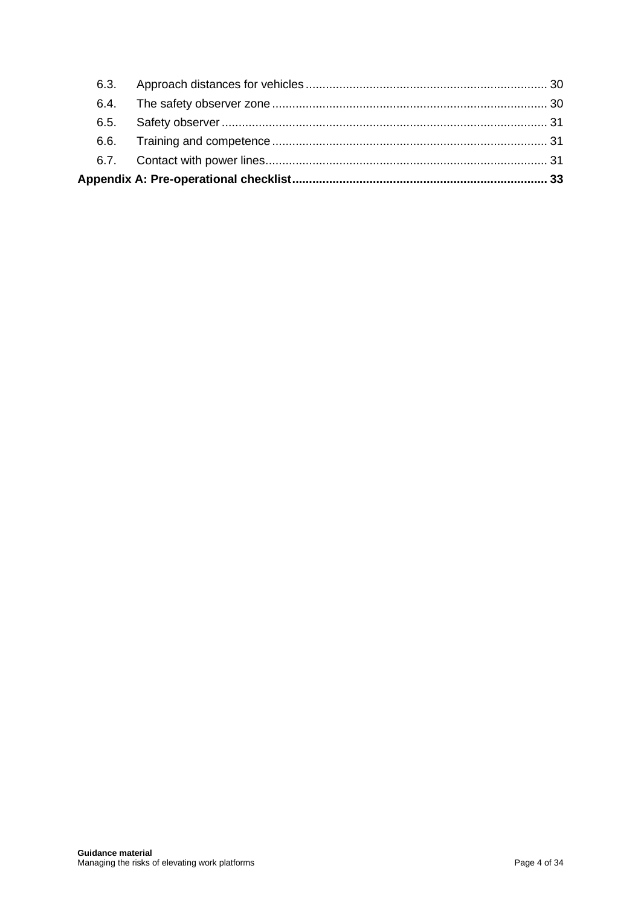| | | |
|---|---|---|
| 6.3. | Approach distances for vehicles | 30 |
| 6.4. | The safety observer zone | 30 |
| 6.5. | Safety observer | 31 |
| 6.6. | Training and competence | 31 |
| 6.7. | Contact with power lines | 31 |
| **Appendix A: Pre-operational checklist** | | **33** |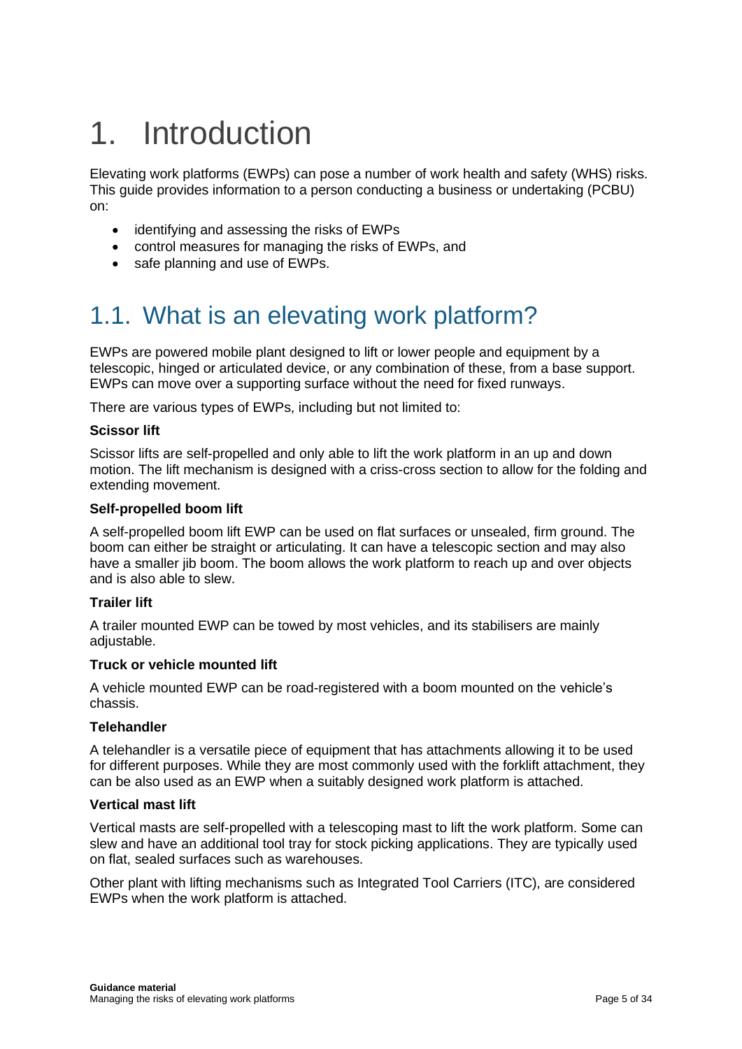# 1. Introduction

Elevating work platforms (EWPs) can pose a number of work health and safety (WHS) risks. This guide provides information to a person conducting a business or undertaking (PCBU) on:

- identifying and assessing the risks of EWPs
- control measures for managing the risks of EWPs, and
- safe planning and use of EWPs.

## 1.1. What is an elevating work platform?

EWPs are powered mobile plant designed to lift or lower people and equipment by a telescopic, hinged or articulated device, or any combination of these, from a base support. EWPs can move over a supporting surface without the need for fixed runways.

There are various types of EWPs, including but not limited to:

**Scissor lift**

Scissor lifts are self-propelled and only able to lift the work platform in an up and down motion. The lift mechanism is designed with a criss-cross section to allow for the folding and extending movement.

**Self-propelled boom lift**

A self-propelled boom lift EWP can be used on flat surfaces or unsealed, firm ground. The boom can either be straight or articulating. It can have a telescopic section and may also have a smaller jib boom. The boom allows the work platform to reach up and over objects and is also able to slew.

**Trailer lift**

A trailer mounted EWP can be towed by most vehicles, and its stabilisers are mainly adjustable.

**Truck or vehicle mounted lift**

A vehicle mounted EWP can be road-registered with a boom mounted on the vehicle's chassis.

**Telehandler**

A telehandler is a versatile piece of equipment that has attachments allowing it to be used for different purposes. While they are most commonly used with the forklift attachment, they can be also used as an EWP when a suitably designed work platform is attached.

**Vertical mast lift**

Vertical masts are self-propelled with a telescoping mast to lift the work platform. Some can slew and have an additional tool tray for stock picking applications. They are typically used on flat, sealed surfaces such as warehouses.

Other plant with lifting mechanisms such as Integrated Tool Carriers (ITC), are considered EWPs when the work platform is attached.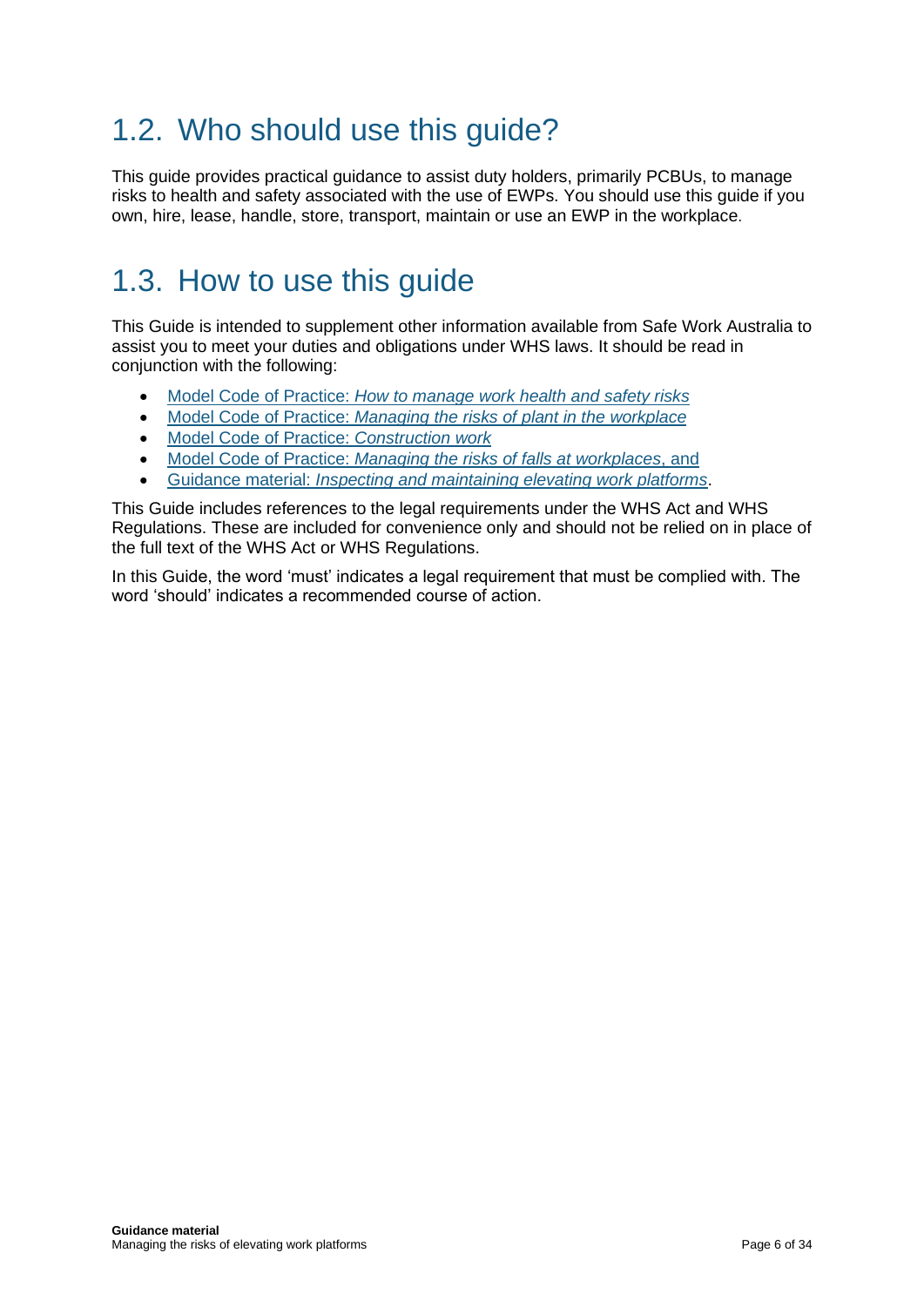## 1.2. Who should use this guide?

This guide provides practical guidance to assist duty holders, primarily PCBUs, to manage risks to health and safety associated with the use of EWPs. You should use this guide if you own, hire, lease, handle, store, transport, maintain or use an EWP in the workplace.

## 1.3. How to use this guide

This Guide is intended to supplement other information available from Safe Work Australia to assist you to meet your duties and obligations under WHS laws. It should be read in conjunction with the following:

- Model Code of Practice: *How to manage work health and safety risks*
- Model Code of Practice: *Managing the risks of plant in the workplace*
- Model Code of Practice: *Construction work*
- Model Code of Practice: *Managing the risks of falls at workplaces*, and
- Guidance material: *Inspecting and maintaining elevating work platforms*.

This Guide includes references to the legal requirements under the WHS Act and WHS Regulations. These are included for convenience only and should not be relied on in place of the full text of the WHS Act or WHS Regulations.

In this Guide, the word 'must' indicates a legal requirement that must be complied with. The word 'should' indicates a recommended course of action.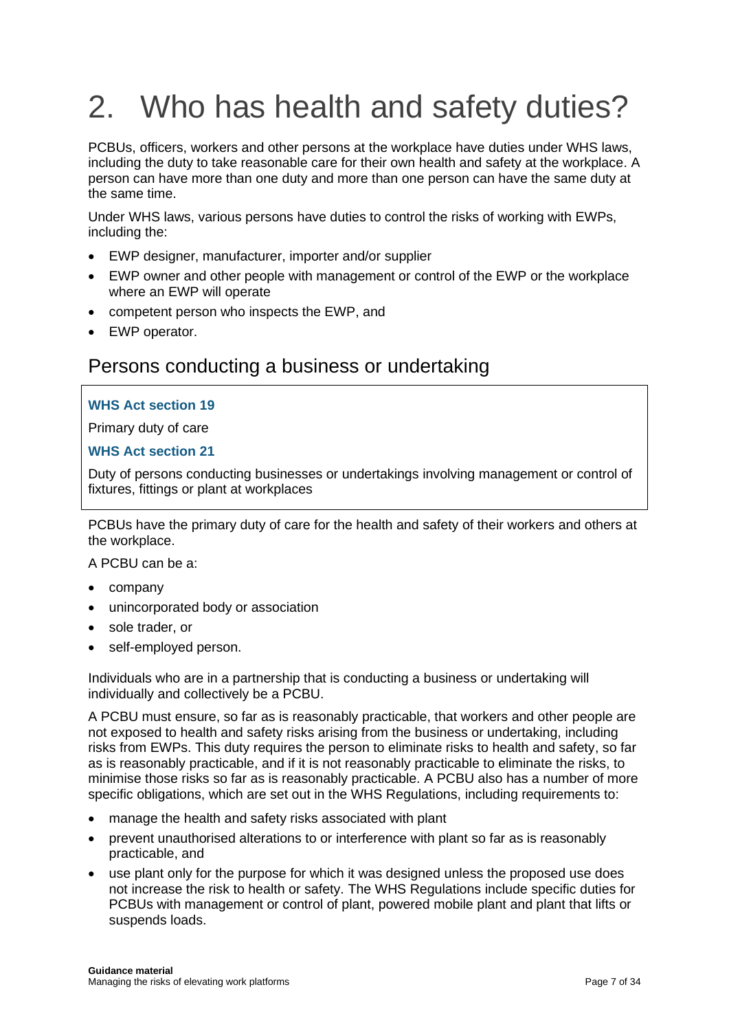# 2. Who has health and safety duties?

PCBUs, officers, workers and other persons at the workplace have duties under WHS laws, including the duty to take reasonable care for their own health and safety at the workplace. A person can have more than one duty and more than one person can have the same duty at the same time.

Under WHS laws, various persons have duties to control the risks of working with EWPs, including the:

- EWP designer, manufacturer, importer and/or supplier
- EWP owner and other people with management or control of the EWP or the workplace where an EWP will operate
- competent person who inspects the EWP, and
- EWP operator.

## Persons conducting a business or undertaking

> **WHS Act section 19**
>
> Primary duty of care
>
> **WHS Act section 21**
>
> Duty of persons conducting businesses or undertakings involving management or control of fixtures, fittings or plant at workplaces

PCBUs have the primary duty of care for the health and safety of their workers and others at the workplace.

A PCBU can be a:

- company
- unincorporated body or association
- sole trader, or
- self-employed person.

Individuals who are in a partnership that is conducting a business or undertaking will individually and collectively be a PCBU.

A PCBU must ensure, so far as is reasonably practicable, that workers and other people are not exposed to health and safety risks arising from the business or undertaking, including risks from EWPs. This duty requires the person to eliminate risks to health and safety, so far as is reasonably practicable, and if it is not reasonably practicable to eliminate the risks, to minimise those risks so far as is reasonably practicable. A PCBU also has a number of more specific obligations, which are set out in the WHS Regulations, including requirements to:

- manage the health and safety risks associated with plant
- prevent unauthorised alterations to or interference with plant so far as is reasonably practicable, and
- use plant only for the purpose for which it was designed unless the proposed use does not increase the risk to health or safety. The WHS Regulations include specific duties for PCBUs with management or control of plant, powered mobile plant and plant that lifts or suspends loads.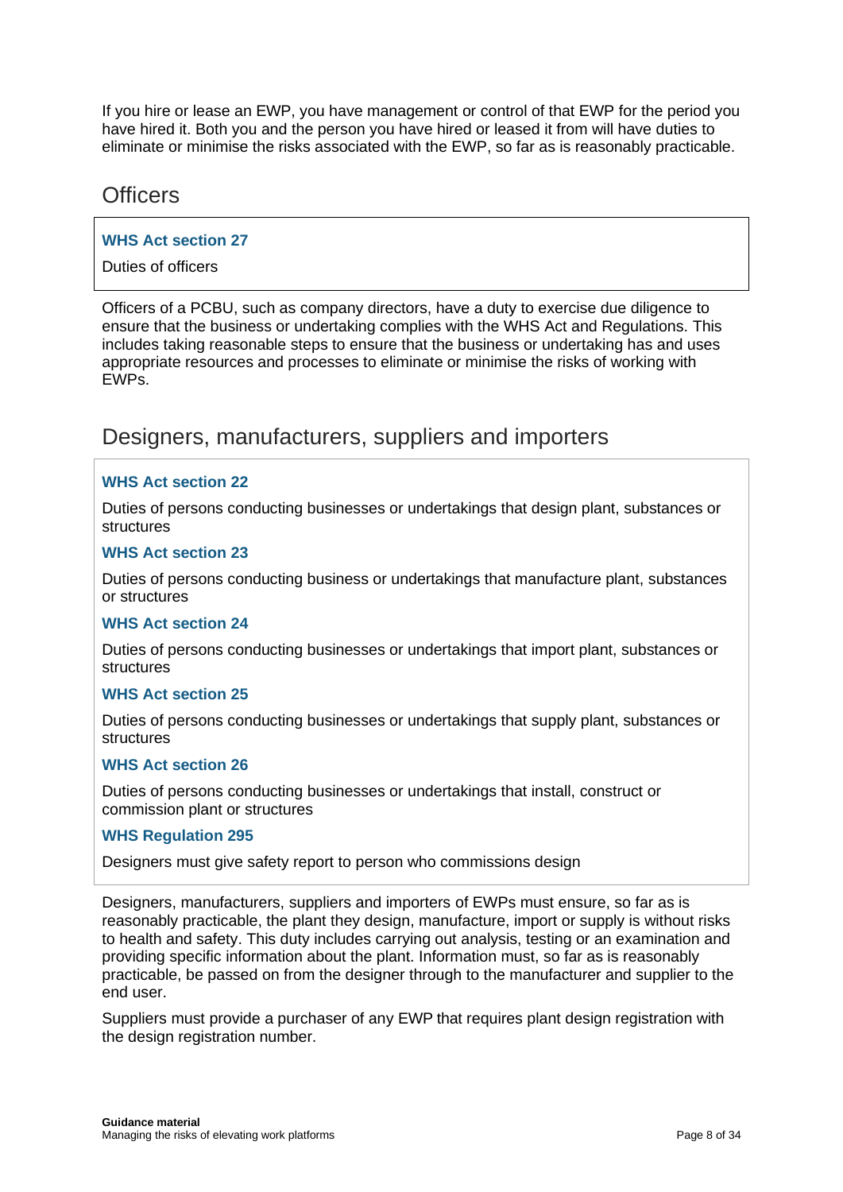If you hire or lease an EWP, you have management or control of that EWP for the period you have hired it. Both you and the person you have hired or leased it from will have duties to eliminate or minimise the risks associated with the EWP, so far as is reasonably practicable.

## Officers

> **WHS Act section 27**
>
> Duties of officers

Officers of a PCBU, such as company directors, have a duty to exercise due diligence to ensure that the business or undertaking complies with the WHS Act and Regulations. This includes taking reasonable steps to ensure that the business or undertaking has and uses appropriate resources and processes to eliminate or minimise the risks of working with EWPs.

## Designers, manufacturers, suppliers and importers

> **WHS Act section 22**
>
> Duties of persons conducting businesses or undertakings that design plant, substances or structures
>
> **WHS Act section 23**
>
> Duties of persons conducting business or undertakings that manufacture plant, substances or structures
>
> **WHS Act section 24**
>
> Duties of persons conducting businesses or undertakings that import plant, substances or structures
>
> **WHS Act section 25**
>
> Duties of persons conducting businesses or undertakings that supply plant, substances or structures
>
> **WHS Act section 26**
>
> Duties of persons conducting businesses or undertakings that install, construct or commission plant or structures
>
> **WHS Regulation 295**
>
> Designers must give safety report to person who commissions design

Designers, manufacturers, suppliers and importers of EWPs must ensure, so far as is reasonably practicable, the plant they design, manufacture, import or supply is without risks to health and safety. This duty includes carrying out analysis, testing or an examination and providing specific information about the plant. Information must, so far as is reasonably practicable, be passed on from the designer through to the manufacturer and supplier to the end user.

Suppliers must provide a purchaser of any EWP that requires plant design registration with the design registration number.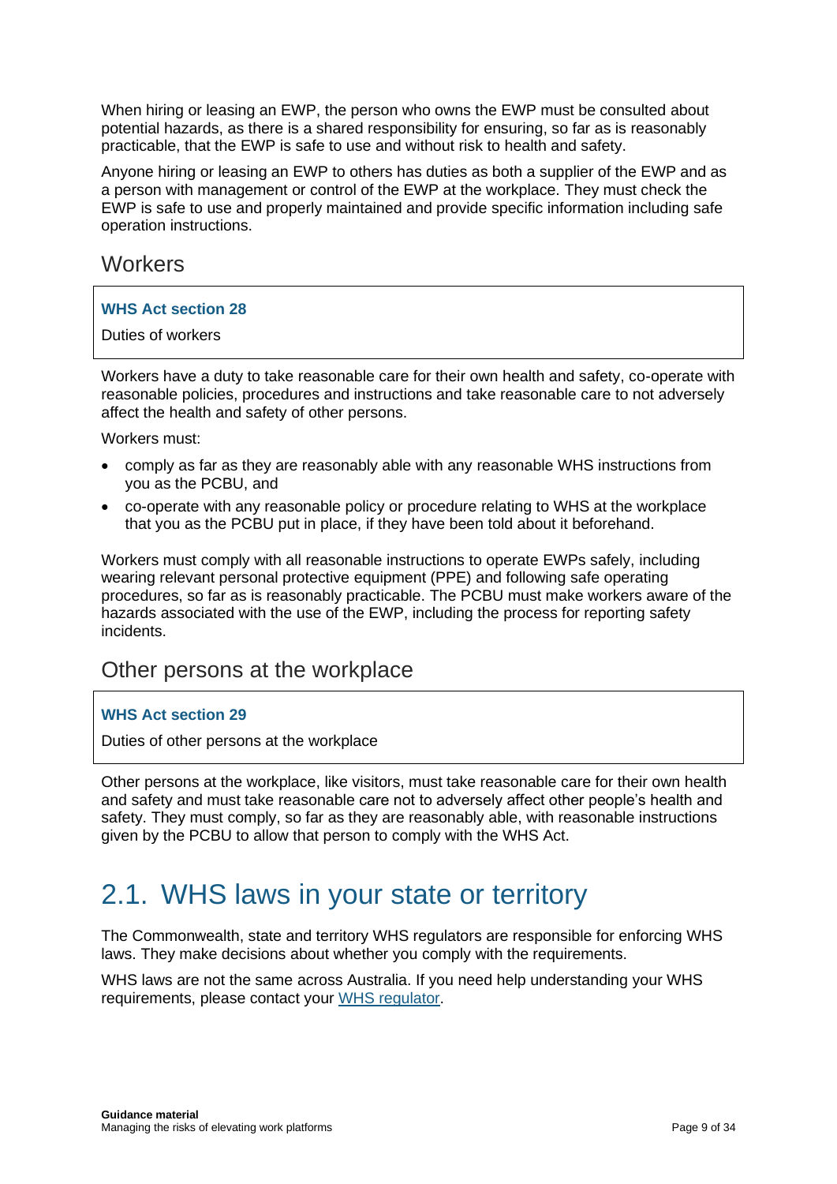When hiring or leasing an EWP, the person who owns the EWP must be consulted about potential hazards, as there is a shared responsibility for ensuring, so far as is reasonably practicable, that the EWP is safe to use and without risk to health and safety.

Anyone hiring or leasing an EWP to others has duties as both a supplier of the EWP and as a person with management or control of the EWP at the workplace. They must check the EWP is safe to use and properly maintained and provide specific information including safe operation instructions.

## Workers

**WHS Act section 28**

Duties of workers

Workers have a duty to take reasonable care for their own health and safety, co-operate with reasonable policies, procedures and instructions and take reasonable care to not adversely affect the health and safety of other persons.

Workers must:

- comply as far as they are reasonably able with any reasonable WHS instructions from you as the PCBU, and
- co-operate with any reasonable policy or procedure relating to WHS at the workplace that you as the PCBU put in place, if they have been told about it beforehand.

Workers must comply with all reasonable instructions to operate EWPs safely, including wearing relevant personal protective equipment (PPE) and following safe operating procedures, so far as is reasonably practicable. The PCBU must make workers aware of the hazards associated with the use of the EWP, including the process for reporting safety incidents.

## Other persons at the workplace

**WHS Act section 29**

Duties of other persons at the workplace

Other persons at the workplace, like visitors, must take reasonable care for their own health and safety and must take reasonable care not to adversely affect other people's health and safety. They must comply, so far as they are reasonably able, with reasonable instructions given by the PCBU to allow that person to comply with the WHS Act.

# 2.1. WHS laws in your state or territory

The Commonwealth, state and territory WHS regulators are responsible for enforcing WHS laws. They make decisions about whether you comply with the requirements.

WHS laws are not the same across Australia. If you need help understanding your WHS requirements, please contact your WHS regulator.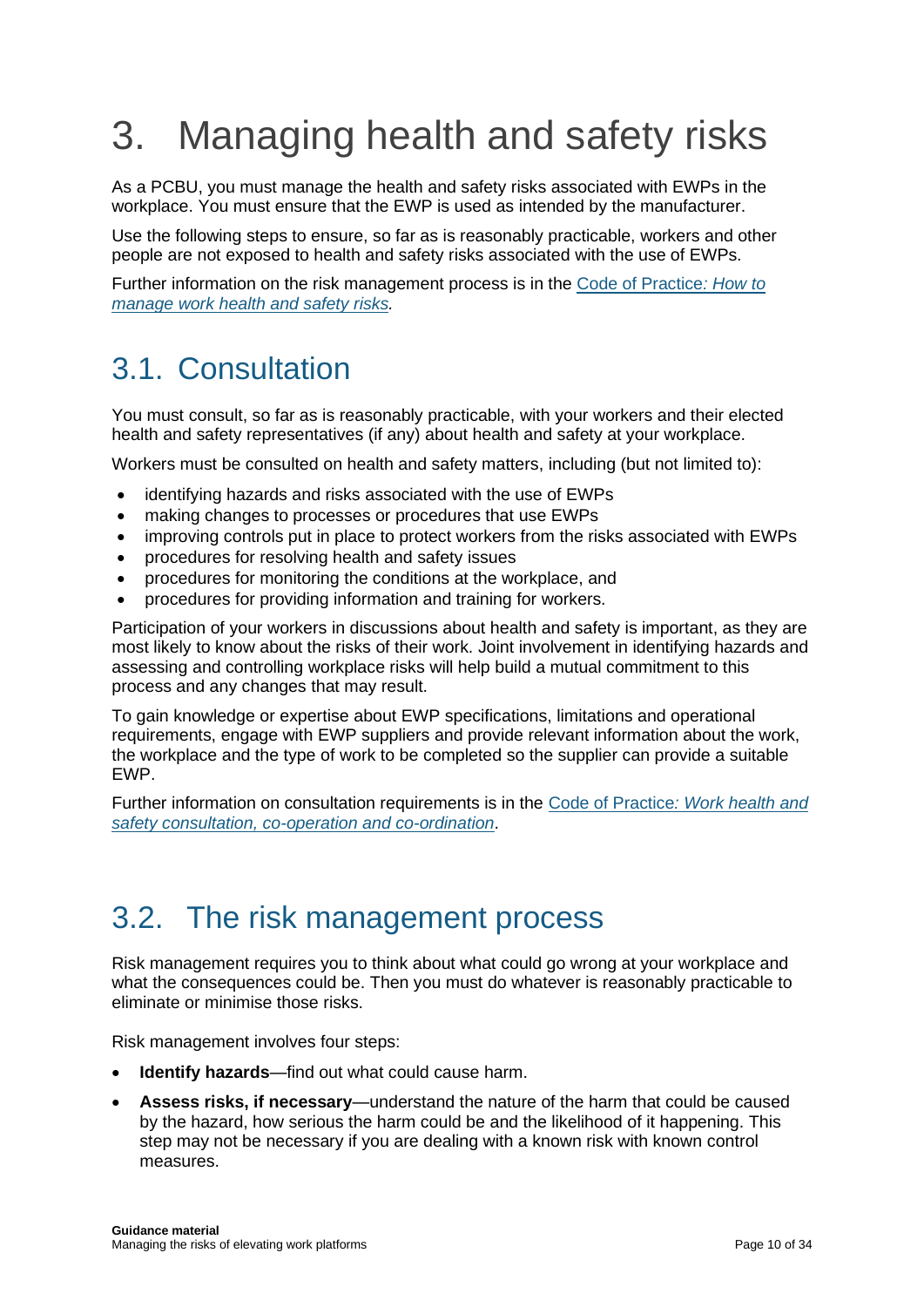# 3. Managing health and safety risks

As a PCBU, you must manage the health and safety risks associated with EWPs in the workplace. You must ensure that the EWP is used as intended by the manufacturer.

Use the following steps to ensure, so far as is reasonably practicable, workers and other people are not exposed to health and safety risks associated with the use of EWPs.

Further information on the risk management process is in the [Code of Practice*: How to manage work health and safety risks*](#).

## 3.1. Consultation

You must consult, so far as is reasonably practicable, with your workers and their elected health and safety representatives (if any) about health and safety at your workplace.

Workers must be consulted on health and safety matters, including (but not limited to):

- identifying hazards and risks associated with the use of EWPs
- making changes to processes or procedures that use EWPs
- improving controls put in place to protect workers from the risks associated with EWPs
- procedures for resolving health and safety issues
- procedures for monitoring the conditions at the workplace, and
- procedures for providing information and training for workers.

Participation of your workers in discussions about health and safety is important, as they are most likely to know about the risks of their work. Joint involvement in identifying hazards and assessing and controlling workplace risks will help build a mutual commitment to this process and any changes that may result.

To gain knowledge or expertise about EWP specifications, limitations and operational requirements, engage with EWP suppliers and provide relevant information about the work, the workplace and the type of work to be completed so the supplier can provide a suitable EWP.

Further information on consultation requirements is in the [Code of Practice*: Work health and safety consultation, co-operation and co-ordination*](#).

## 3.2. The risk management process

Risk management requires you to think about what could go wrong at your workplace and what the consequences could be. Then you must do whatever is reasonably practicable to eliminate or minimise those risks.

Risk management involves four steps:

- **Identify hazards**—find out what could cause harm.
- **Assess risks, if necessary**—understand the nature of the harm that could be caused by the hazard, how serious the harm could be and the likelihood of it happening. This step may not be necessary if you are dealing with a known risk with known control measures.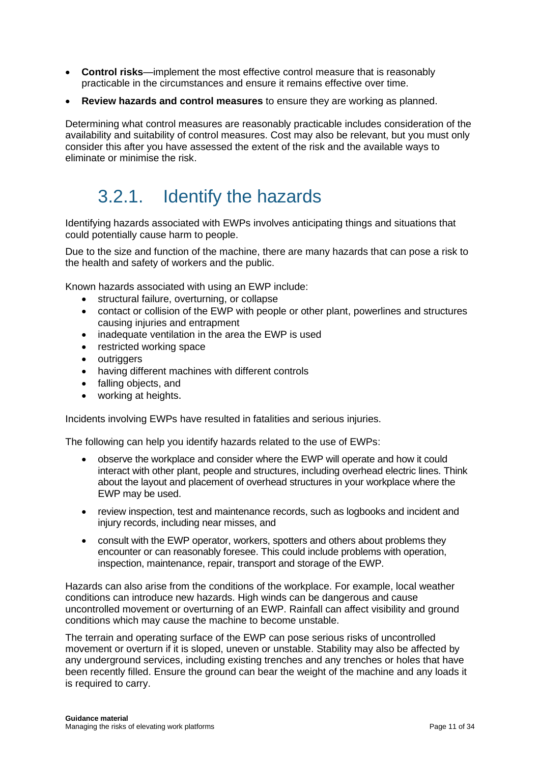- **Control risks**—implement the most effective control measure that is reasonably practicable in the circumstances and ensure it remains effective over time.
- **Review hazards and control measures** to ensure they are working as planned.

Determining what control measures are reasonably practicable includes consideration of the availability and suitability of control measures. Cost may also be relevant, but you must only consider this after you have assessed the extent of the risk and the available ways to eliminate or minimise the risk.

### 3.2.1. Identify the hazards

Identifying hazards associated with EWPs involves anticipating things and situations that could potentially cause harm to people.

Due to the size and function of the machine, there are many hazards that can pose a risk to the health and safety of workers and the public.

Known hazards associated with using an EWP include:

- structural failure, overturning, or collapse
- contact or collision of the EWP with people or other plant, powerlines and structures causing injuries and entrapment
- inadequate ventilation in the area the EWP is used
- restricted working space
- outriggers
- having different machines with different controls
- falling objects, and
- working at heights.

Incidents involving EWPs have resulted in fatalities and serious injuries.

The following can help you identify hazards related to the use of EWPs:

- observe the workplace and consider where the EWP will operate and how it could interact with other plant, people and structures, including overhead electric lines. Think about the layout and placement of overhead structures in your workplace where the EWP may be used.
- review inspection, test and maintenance records, such as logbooks and incident and injury records, including near misses, and
- consult with the EWP operator, workers, spotters and others about problems they encounter or can reasonably foresee. This could include problems with operation, inspection, maintenance, repair, transport and storage of the EWP.

Hazards can also arise from the conditions of the workplace. For example, local weather conditions can introduce new hazards. High winds can be dangerous and cause uncontrolled movement or overturning of an EWP. Rainfall can affect visibility and ground conditions which may cause the machine to become unstable.

The terrain and operating surface of the EWP can pose serious risks of uncontrolled movement or overturn if it is sloped, uneven or unstable. Stability may also be affected by any underground services, including existing trenches and any trenches or holes that have been recently filled. Ensure the ground can bear the weight of the machine and any loads it is required to carry.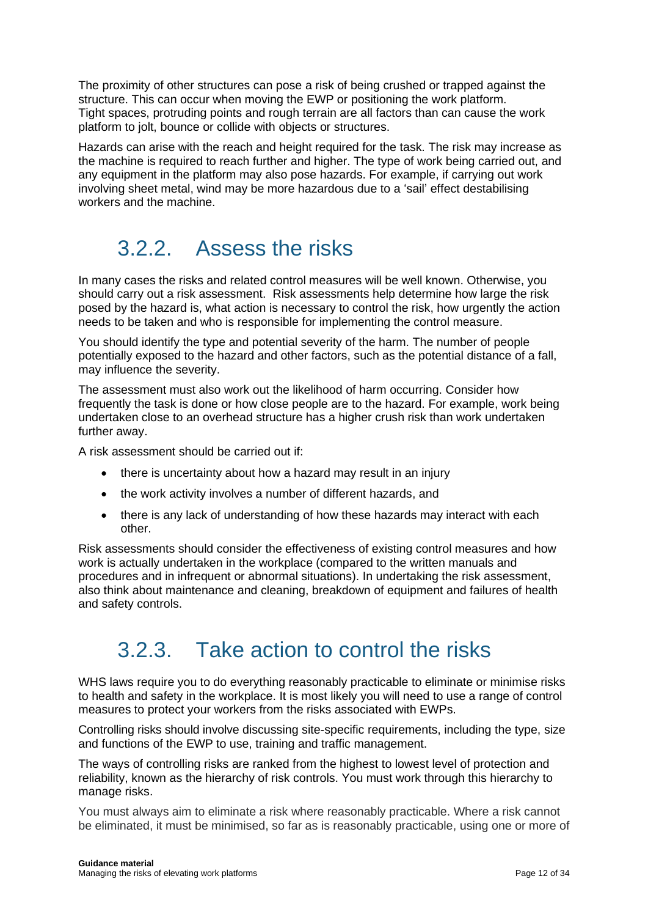The proximity of other structures can pose a risk of being crushed or trapped against the structure. This can occur when moving the EWP or positioning the work platform. Tight spaces, protruding points and rough terrain are all factors than can cause the work platform to jolt, bounce or collide with objects or structures.

Hazards can arise with the reach and height required for the task. The risk may increase as the machine is required to reach further and higher. The type of work being carried out, and any equipment in the platform may also pose hazards. For example, if carrying out work involving sheet metal, wind may be more hazardous due to a 'sail' effect destabilising workers and the machine.

### 3.2.2. Assess the risks

In many cases the risks and related control measures will be well known. Otherwise, you should carry out a risk assessment. Risk assessments help determine how large the risk posed by the hazard is, what action is necessary to control the risk, how urgently the action needs to be taken and who is responsible for implementing the control measure.

You should identify the type and potential severity of the harm. The number of people potentially exposed to the hazard and other factors, such as the potential distance of a fall, may influence the severity.

The assessment must also work out the likelihood of harm occurring. Consider how frequently the task is done or how close people are to the hazard. For example, work being undertaken close to an overhead structure has a higher crush risk than work undertaken further away.

A risk assessment should be carried out if:

- there is uncertainty about how a hazard may result in an injury
- the work activity involves a number of different hazards, and
- there is any lack of understanding of how these hazards may interact with each other.

Risk assessments should consider the effectiveness of existing control measures and how work is actually undertaken in the workplace (compared to the written manuals and procedures and in infrequent or abnormal situations). In undertaking the risk assessment, also think about maintenance and cleaning, breakdown of equipment and failures of health and safety controls.

### 3.2.3. Take action to control the risks

WHS laws require you to do everything reasonably practicable to eliminate or minimise risks to health and safety in the workplace. It is most likely you will need to use a range of control measures to protect your workers from the risks associated with EWPs.

Controlling risks should involve discussing site-specific requirements, including the type, size and functions of the EWP to use, training and traffic management.

The ways of controlling risks are ranked from the highest to lowest level of protection and reliability, known as the hierarchy of risk controls. You must work through this hierarchy to manage risks.

You must always aim to eliminate a risk where reasonably practicable. Where a risk cannot be eliminated, it must be minimised, so far as is reasonably practicable, using one or more of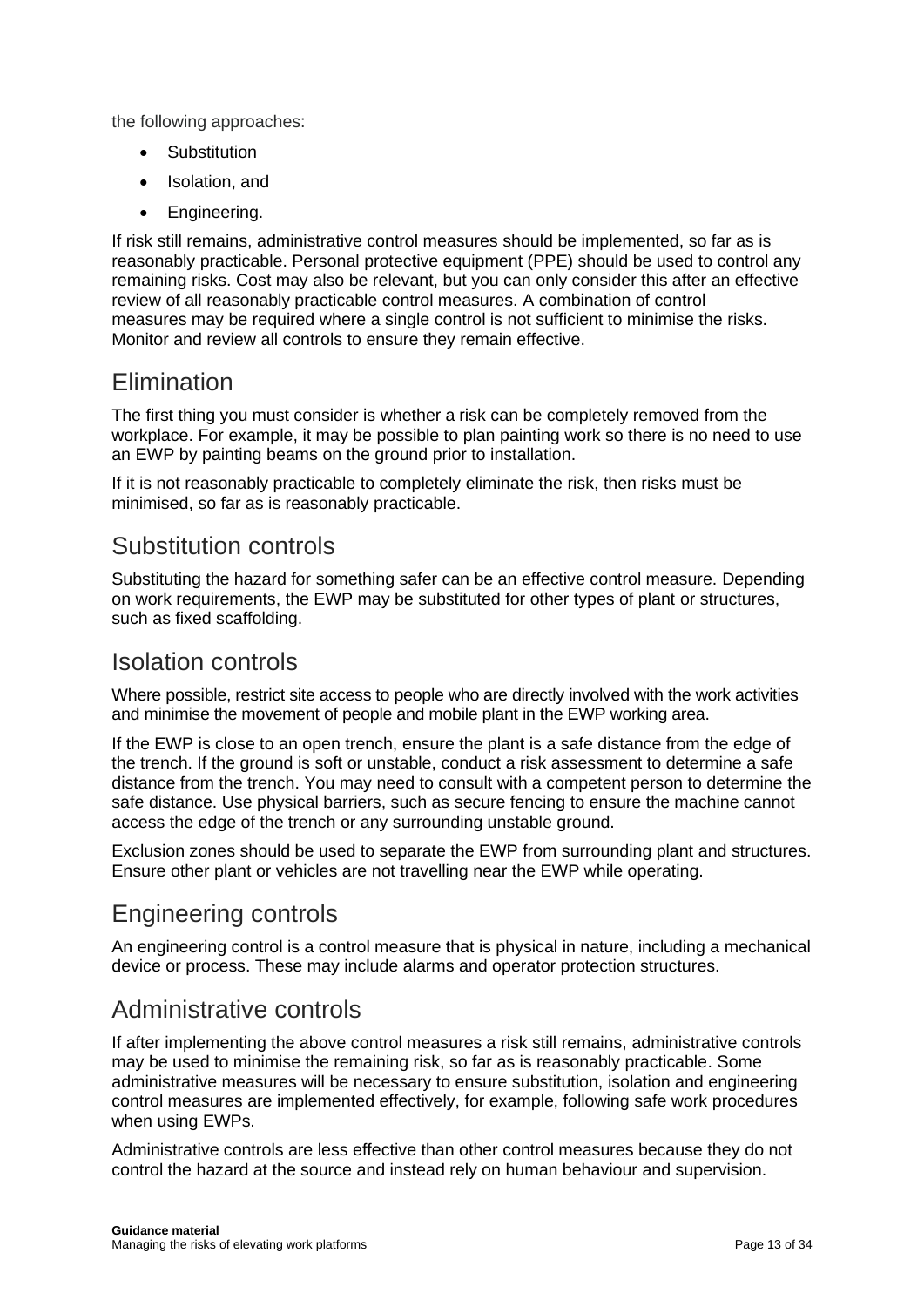the following approaches:

- Substitution
- Isolation, and
- Engineering.

If risk still remains, administrative control measures should be implemented, so far as is reasonably practicable. Personal protective equipment (PPE) should be used to control any remaining risks. Cost may also be relevant, but you can only consider this after an effective review of all reasonably practicable control measures. A combination of control measures may be required where a single control is not sufficient to minimise the risks. Monitor and review all controls to ensure they remain effective.

## Elimination

The first thing you must consider is whether a risk can be completely removed from the workplace. For example, it may be possible to plan painting work so there is no need to use an EWP by painting beams on the ground prior to installation.

If it is not reasonably practicable to completely eliminate the risk, then risks must be minimised, so far as is reasonably practicable.

## Substitution controls

Substituting the hazard for something safer can be an effective control measure. Depending on work requirements, the EWP may be substituted for other types of plant or structures, such as fixed scaffolding.

## Isolation controls

Where possible, restrict site access to people who are directly involved with the work activities and minimise the movement of people and mobile plant in the EWP working area.

If the EWP is close to an open trench, ensure the plant is a safe distance from the edge of the trench. If the ground is soft or unstable, conduct a risk assessment to determine a safe distance from the trench. You may need to consult with a competent person to determine the safe distance. Use physical barriers, such as secure fencing to ensure the machine cannot access the edge of the trench or any surrounding unstable ground.

Exclusion zones should be used to separate the EWP from surrounding plant and structures. Ensure other plant or vehicles are not travelling near the EWP while operating.

## Engineering controls

An engineering control is a control measure that is physical in nature, including a mechanical device or process. These may include alarms and operator protection structures.

## Administrative controls

If after implementing the above control measures a risk still remains, administrative controls may be used to minimise the remaining risk, so far as is reasonably practicable. Some administrative measures will be necessary to ensure substitution, isolation and engineering control measures are implemented effectively, for example, following safe work procedures when using EWPs.

Administrative controls are less effective than other control measures because they do not control the hazard at the source and instead rely on human behaviour and supervision.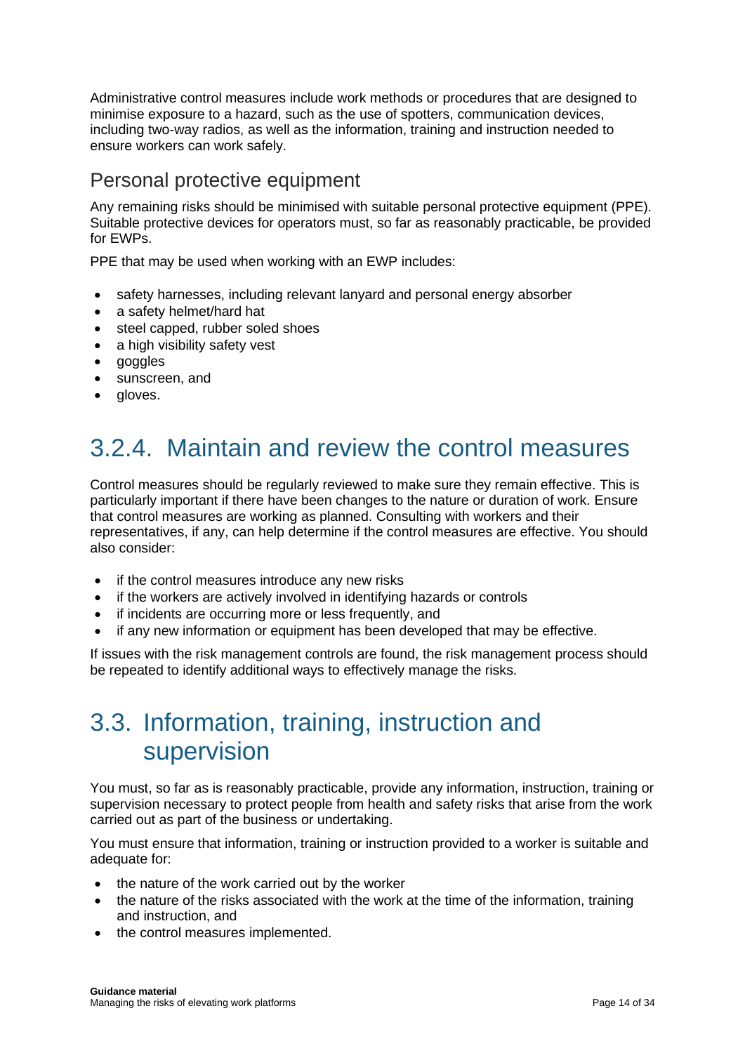Administrative control measures include work methods or procedures that are designed to minimise exposure to a hazard, such as the use of spotters, communication devices, including two-way radios, as well as the information, training and instruction needed to ensure workers can work safely.

### Personal protective equipment

Any remaining risks should be minimised with suitable personal protective equipment (PPE). Suitable protective devices for operators must, so far as reasonably practicable, be provided for EWPs.

PPE that may be used when working with an EWP includes:

- safety harnesses, including relevant lanyard and personal energy absorber
- a safety helmet/hard hat
- steel capped, rubber soled shoes
- a high visibility safety vest
- goggles
- sunscreen, and
- gloves.

## 3.2.4. Maintain and review the control measures

Control measures should be regularly reviewed to make sure they remain effective. This is particularly important if there have been changes to the nature or duration of work. Ensure that control measures are working as planned. Consulting with workers and their representatives, if any, can help determine if the control measures are effective. You should also consider:

- if the control measures introduce any new risks
- if the workers are actively involved in identifying hazards or controls
- if incidents are occurring more or less frequently, and
- if any new information or equipment has been developed that may be effective.

If issues with the risk management controls are found, the risk management process should be repeated to identify additional ways to effectively manage the risks.

## 3.3. Information, training, instruction and supervision

You must, so far as is reasonably practicable, provide any information, instruction, training or supervision necessary to protect people from health and safety risks that arise from the work carried out as part of the business or undertaking.

You must ensure that information, training or instruction provided to a worker is suitable and adequate for:

- the nature of the work carried out by the worker
- the nature of the risks associated with the work at the time of the information, training and instruction, and
- the control measures implemented.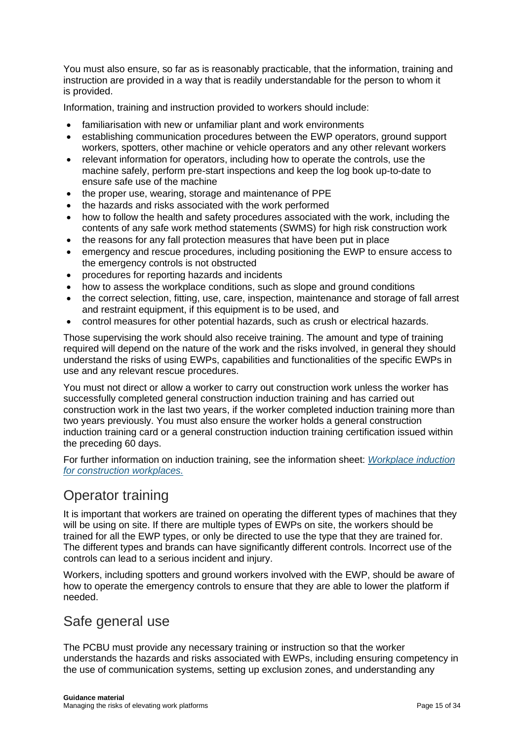You must also ensure, so far as is reasonably practicable, that the information, training and instruction are provided in a way that is readily understandable for the person to whom it is provided.

Information, training and instruction provided to workers should include:

- familiarisation with new or unfamiliar plant and work environments
- establishing communication procedures between the EWP operators, ground support workers, spotters, other machine or vehicle operators and any other relevant workers
- relevant information for operators, including how to operate the controls, use the machine safely, perform pre-start inspections and keep the log book up-to-date to ensure safe use of the machine
- the proper use, wearing, storage and maintenance of PPE
- the hazards and risks associated with the work performed
- how to follow the health and safety procedures associated with the work, including the contents of any safe work method statements (SWMS) for high risk construction work
- the reasons for any fall protection measures that have been put in place
- emergency and rescue procedures, including positioning the EWP to ensure access to the emergency controls is not obstructed
- procedures for reporting hazards and incidents
- how to assess the workplace conditions, such as slope and ground conditions
- the correct selection, fitting, use, care, inspection, maintenance and storage of fall arrest and restraint equipment, if this equipment is to be used, and
- control measures for other potential hazards, such as crush or electrical hazards.

Those supervising the work should also receive training. The amount and type of training required will depend on the nature of the work and the risks involved, in general they should understand the risks of using EWPs, capabilities and functionalities of the specific EWPs in use and any relevant rescue procedures.

You must not direct or allow a worker to carry out construction work unless the worker has successfully completed general construction induction training and has carried out construction work in the last two years, if the worker completed induction training more than two years previously. You must also ensure the worker holds a general construction induction training card or a general construction induction training certification issued within the preceding 60 days.

For further information on induction training, see the information sheet: *Workplace induction for construction workplaces.*

## Operator training

It is important that workers are trained on operating the different types of machines that they will be using on site. If there are multiple types of EWPs on site, the workers should be trained for all the EWP types, or only be directed to use the type that they are trained for. The different types and brands can have significantly different controls. Incorrect use of the controls can lead to a serious incident and injury.

Workers, including spotters and ground workers involved with the EWP, should be aware of how to operate the emergency controls to ensure that they are able to lower the platform if needed.

## Safe general use

The PCBU must provide any necessary training or instruction so that the worker understands the hazards and risks associated with EWPs, including ensuring competency in the use of communication systems, setting up exclusion zones, and understanding any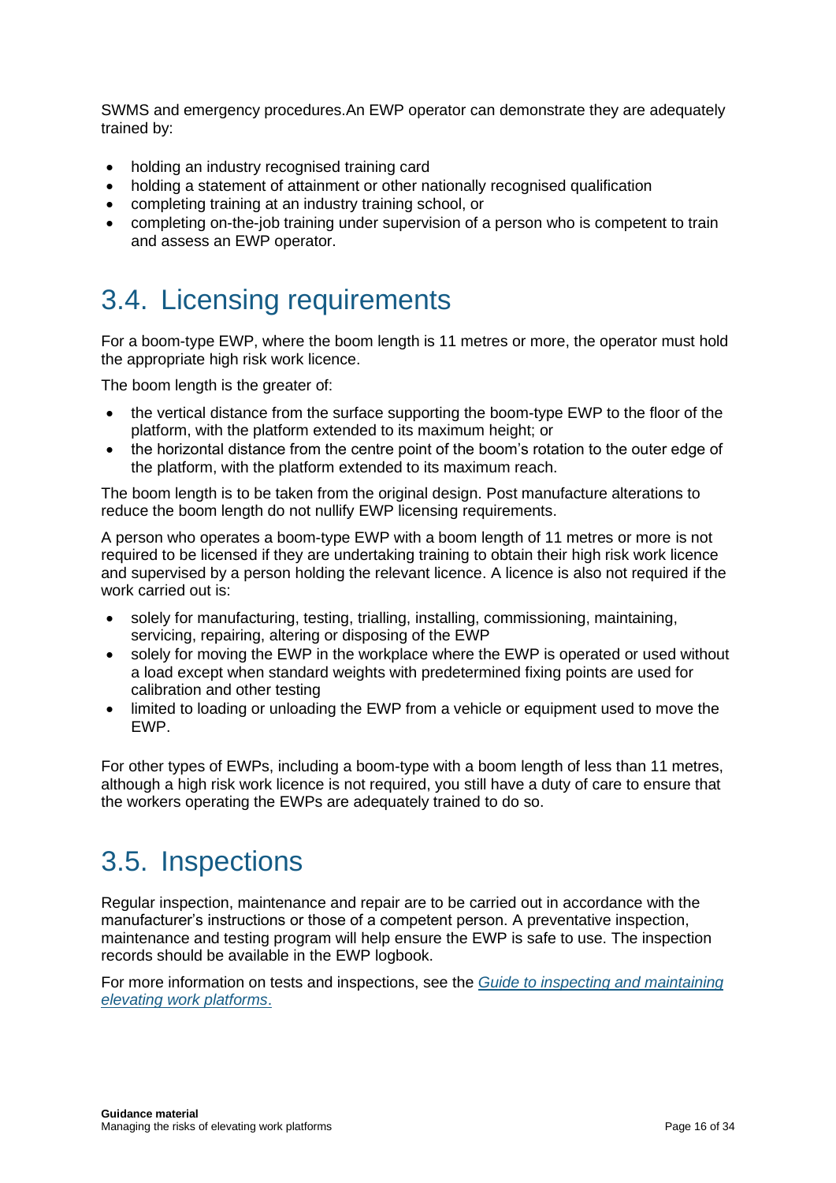SWMS and emergency procedures.An EWP operator can demonstrate they are adequately trained by:

- holding an industry recognised training card
- holding a statement of attainment or other nationally recognised qualification
- completing training at an industry training school, or
- completing on-the-job training under supervision of a person who is competent to train and assess an EWP operator.

## 3.4. Licensing requirements

For a boom-type EWP, where the boom length is 11 metres or more, the operator must hold the appropriate high risk work licence.

The boom length is the greater of:

- the vertical distance from the surface supporting the boom-type EWP to the floor of the platform, with the platform extended to its maximum height; or
- the horizontal distance from the centre point of the boom's rotation to the outer edge of the platform, with the platform extended to its maximum reach.

The boom length is to be taken from the original design. Post manufacture alterations to reduce the boom length do not nullify EWP licensing requirements.

A person who operates a boom-type EWP with a boom length of 11 metres or more is not required to be licensed if they are undertaking training to obtain their high risk work licence and supervised by a person holding the relevant licence. A licence is also not required if the work carried out is:

- solely for manufacturing, testing, trialling, installing, commissioning, maintaining, servicing, repairing, altering or disposing of the EWP
- solely for moving the EWP in the workplace where the EWP is operated or used without a load except when standard weights with predetermined fixing points are used for calibration and other testing
- limited to loading or unloading the EWP from a vehicle or equipment used to move the EWP.

For other types of EWPs, including a boom-type with a boom length of less than 11 metres, although a high risk work licence is not required, you still have a duty of care to ensure that the workers operating the EWPs are adequately trained to do so.

## 3.5. Inspections

Regular inspection, maintenance and repair are to be carried out in accordance with the manufacturer's instructions or those of a competent person. A preventative inspection, maintenance and testing program will help ensure the EWP is safe to use. The inspection records should be available in the EWP logbook.

For more information on tests and inspections, see the *Guide to inspecting and maintaining elevating work platforms*.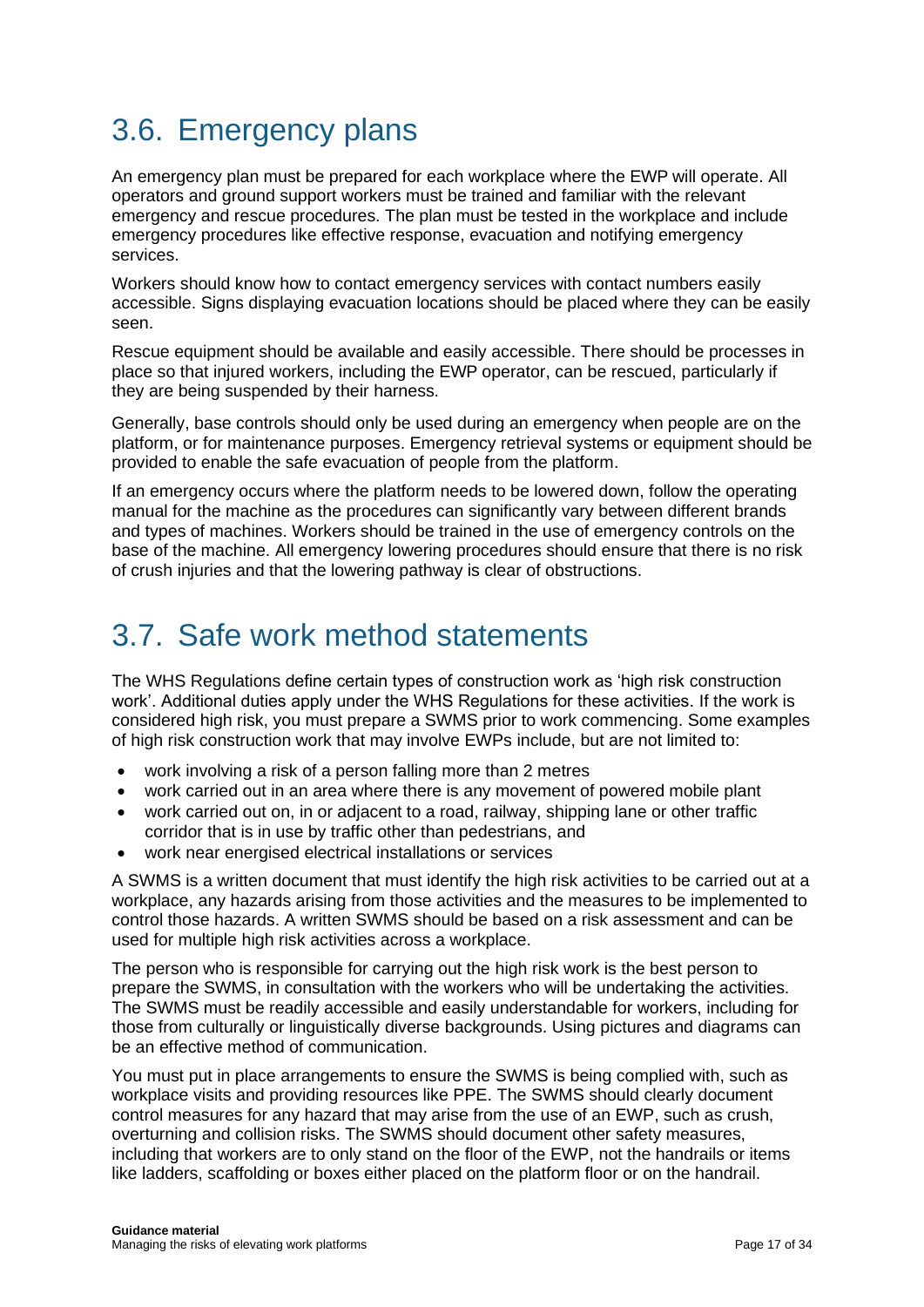## 3.6. Emergency plans

An emergency plan must be prepared for each workplace where the EWP will operate. All operators and ground support workers must be trained and familiar with the relevant emergency and rescue procedures. The plan must be tested in the workplace and include emergency procedures like effective response, evacuation and notifying emergency services.

Workers should know how to contact emergency services with contact numbers easily accessible. Signs displaying evacuation locations should be placed where they can be easily seen.

Rescue equipment should be available and easily accessible. There should be processes in place so that injured workers, including the EWP operator, can be rescued, particularly if they are being suspended by their harness.

Generally, base controls should only be used during an emergency when people are on the platform, or for maintenance purposes. Emergency retrieval systems or equipment should be provided to enable the safe evacuation of people from the platform.

If an emergency occurs where the platform needs to be lowered down, follow the operating manual for the machine as the procedures can significantly vary between different brands and types of machines. Workers should be trained in the use of emergency controls on the base of the machine. All emergency lowering procedures should ensure that there is no risk of crush injuries and that the lowering pathway is clear of obstructions.

## 3.7. Safe work method statements

The WHS Regulations define certain types of construction work as 'high risk construction work'. Additional duties apply under the WHS Regulations for these activities. If the work is considered high risk, you must prepare a SWMS prior to work commencing. Some examples of high risk construction work that may involve EWPs include, but are not limited to:

- work involving a risk of a person falling more than 2 metres
- work carried out in an area where there is any movement of powered mobile plant
- work carried out on, in or adjacent to a road, railway, shipping lane or other traffic corridor that is in use by traffic other than pedestrians, and
- work near energised electrical installations or services

A SWMS is a written document that must identify the high risk activities to be carried out at a workplace, any hazards arising from those activities and the measures to be implemented to control those hazards. A written SWMS should be based on a risk assessment and can be used for multiple high risk activities across a workplace.

The person who is responsible for carrying out the high risk work is the best person to prepare the SWMS, in consultation with the workers who will be undertaking the activities. The SWMS must be readily accessible and easily understandable for workers, including for those from culturally or linguistically diverse backgrounds. Using pictures and diagrams can be an effective method of communication.

You must put in place arrangements to ensure the SWMS is being complied with, such as workplace visits and providing resources like PPE. The SWMS should clearly document control measures for any hazard that may arise from the use of an EWP, such as crush, overturning and collision risks. The SWMS should document other safety measures, including that workers are to only stand on the floor of the EWP, not the handrails or items like ladders, scaffolding or boxes either placed on the platform floor or on the handrail.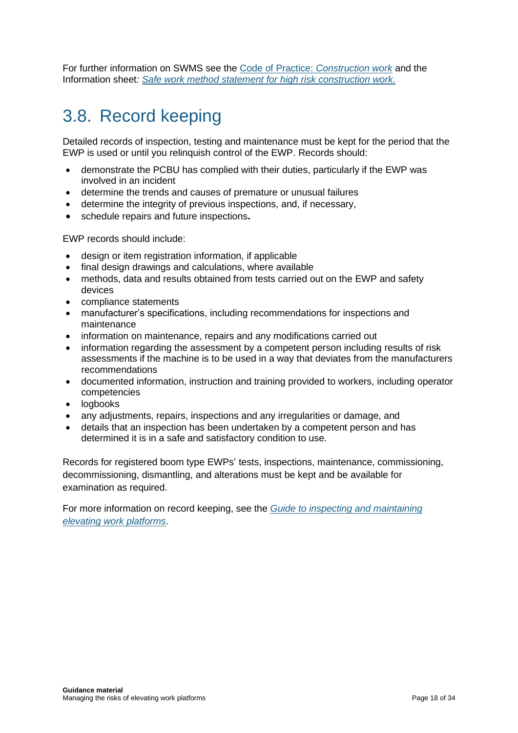For further information on SWMS see the Code of Practice: *Construction work* and the Information sheet*: Safe work method statement for high risk construction work.*

## 3.8. Record keeping

Detailed records of inspection, testing and maintenance must be kept for the period that the EWP is used or until you relinquish control of the EWP. Records should:

- demonstrate the PCBU has complied with their duties, particularly if the EWP was involved in an incident
- determine the trends and causes of premature or unusual failures
- determine the integrity of previous inspections, and, if necessary,
- schedule repairs and future inspections**.**

EWP records should include:

- design or item registration information, if applicable
- final design drawings and calculations, where available
- methods, data and results obtained from tests carried out on the EWP and safety devices
- compliance statements
- manufacturer's specifications, including recommendations for inspections and maintenance
- information on maintenance, repairs and any modifications carried out
- information regarding the assessment by a competent person including results of risk assessments if the machine is to be used in a way that deviates from the manufacturers recommendations
- documented information, instruction and training provided to workers, including operator competencies
- logbooks
- any adjustments, repairs, inspections and any irregularities or damage, and
- details that an inspection has been undertaken by a competent person and has determined it is in a safe and satisfactory condition to use.

Records for registered boom type EWPs' tests, inspections, maintenance, commissioning, decommissioning, dismantling, and alterations must be kept and be available for examination as required.

For more information on record keeping, see the *Guide to inspecting and maintaining elevating work platforms*.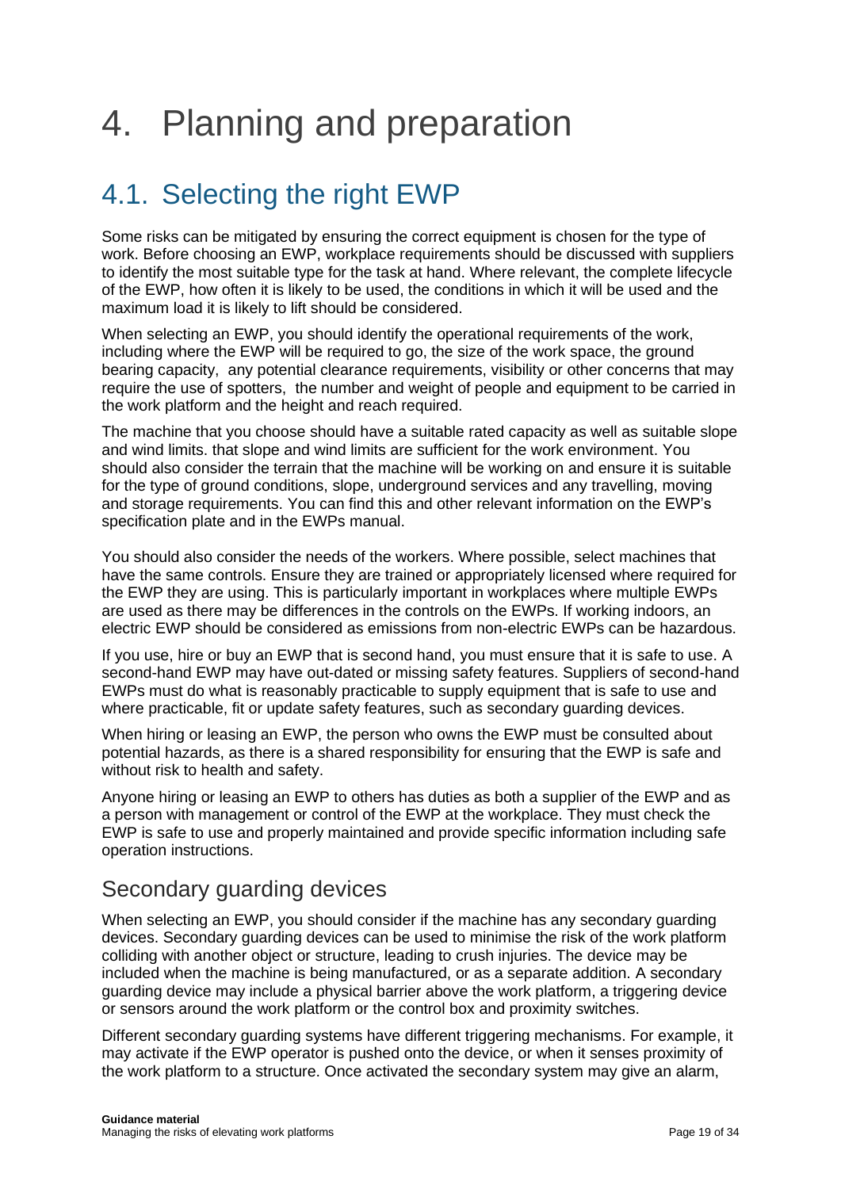# 4. Planning and preparation

## 4.1. Selecting the right EWP

Some risks can be mitigated by ensuring the correct equipment is chosen for the type of work. Before choosing an EWP, workplace requirements should be discussed with suppliers to identify the most suitable type for the task at hand. Where relevant, the complete lifecycle of the EWP, how often it is likely to be used, the conditions in which it will be used and the maximum load it is likely to lift should be considered.

When selecting an EWP, you should identify the operational requirements of the work, including where the EWP will be required to go, the size of the work space, the ground bearing capacity, any potential clearance requirements, visibility or other concerns that may require the use of spotters, the number and weight of people and equipment to be carried in the work platform and the height and reach required.

The machine that you choose should have a suitable rated capacity as well as suitable slope and wind limits. that slope and wind limits are sufficient for the work environment. You should also consider the terrain that the machine will be working on and ensure it is suitable for the type of ground conditions, slope, underground services and any travelling, moving and storage requirements. You can find this and other relevant information on the EWP's specification plate and in the EWPs manual.

You should also consider the needs of the workers. Where possible, select machines that have the same controls. Ensure they are trained or appropriately licensed where required for the EWP they are using. This is particularly important in workplaces where multiple EWPs are used as there may be differences in the controls on the EWPs. If working indoors, an electric EWP should be considered as emissions from non-electric EWPs can be hazardous.

If you use, hire or buy an EWP that is second hand, you must ensure that it is safe to use. A second-hand EWP may have out-dated or missing safety features. Suppliers of second-hand EWPs must do what is reasonably practicable to supply equipment that is safe to use and where practicable, fit or update safety features, such as secondary guarding devices.

When hiring or leasing an EWP, the person who owns the EWP must be consulted about potential hazards, as there is a shared responsibility for ensuring that the EWP is safe and without risk to health and safety.

Anyone hiring or leasing an EWP to others has duties as both a supplier of the EWP and as a person with management or control of the EWP at the workplace. They must check the EWP is safe to use and properly maintained and provide specific information including safe operation instructions.

### Secondary guarding devices

When selecting an EWP, you should consider if the machine has any secondary guarding devices. Secondary guarding devices can be used to minimise the risk of the work platform colliding with another object or structure, leading to crush injuries. The device may be included when the machine is being manufactured, or as a separate addition. A secondary guarding device may include a physical barrier above the work platform, a triggering device or sensors around the work platform or the control box and proximity switches.

Different secondary guarding systems have different triggering mechanisms. For example, it may activate if the EWP operator is pushed onto the device, or when it senses proximity of the work platform to a structure. Once activated the secondary system may give an alarm,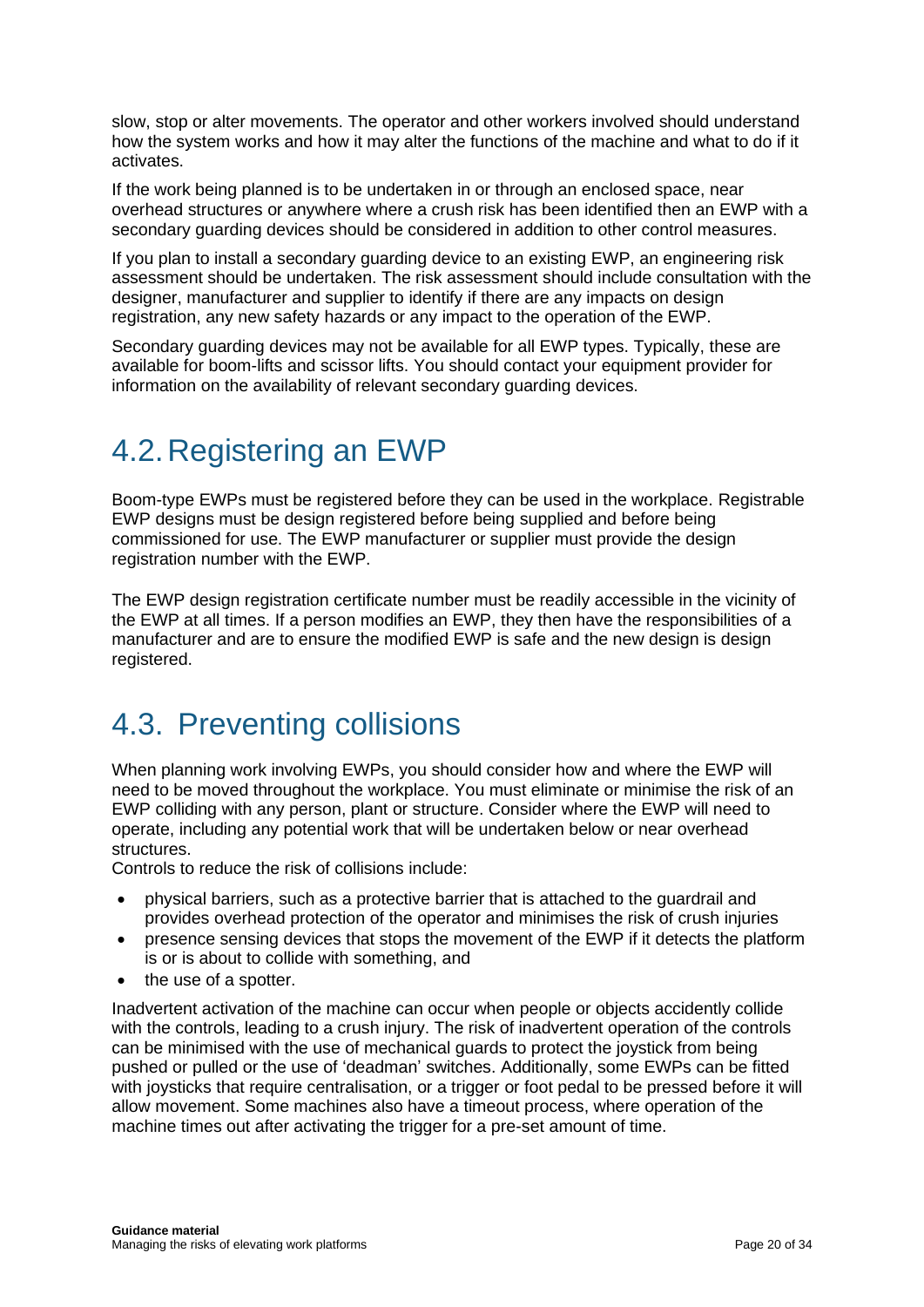slow, stop or alter movements. The operator and other workers involved should understand how the system works and how it may alter the functions of the machine and what to do if it activates.

If the work being planned is to be undertaken in or through an enclosed space, near overhead structures or anywhere where a crush risk has been identified then an EWP with a secondary guarding devices should be considered in addition to other control measures.

If you plan to install a secondary guarding device to an existing EWP, an engineering risk assessment should be undertaken. The risk assessment should include consultation with the designer, manufacturer and supplier to identify if there are any impacts on design registration, any new safety hazards or any impact to the operation of the EWP.

Secondary guarding devices may not be available for all EWP types. Typically, these are available for boom-lifts and scissor lifts. You should contact your equipment provider for information on the availability of relevant secondary guarding devices.

## 4.2. Registering an EWP

Boom-type EWPs must be registered before they can be used in the workplace. Registrable EWP designs must be design registered before being supplied and before being commissioned for use. The EWP manufacturer or supplier must provide the design registration number with the EWP.

The EWP design registration certificate number must be readily accessible in the vicinity of the EWP at all times. If a person modifies an EWP, they then have the responsibilities of a manufacturer and are to ensure the modified EWP is safe and the new design is design registered.

## 4.3. Preventing collisions

When planning work involving EWPs, you should consider how and where the EWP will need to be moved throughout the workplace. You must eliminate or minimise the risk of an EWP colliding with any person, plant or structure. Consider where the EWP will need to operate, including any potential work that will be undertaken below or near overhead structures.

Controls to reduce the risk of collisions include:

- physical barriers, such as a protective barrier that is attached to the guardrail and provides overhead protection of the operator and minimises the risk of crush injuries
- presence sensing devices that stops the movement of the EWP if it detects the platform is or is about to collide with something, and
- the use of a spotter.

Inadvertent activation of the machine can occur when people or objects accidently collide with the controls, leading to a crush injury. The risk of inadvertent operation of the controls can be minimised with the use of mechanical guards to protect the joystick from being pushed or pulled or the use of 'deadman' switches. Additionally, some EWPs can be fitted with joysticks that require centralisation, or a trigger or foot pedal to be pressed before it will allow movement. Some machines also have a timeout process, where operation of the machine times out after activating the trigger for a pre-set amount of time.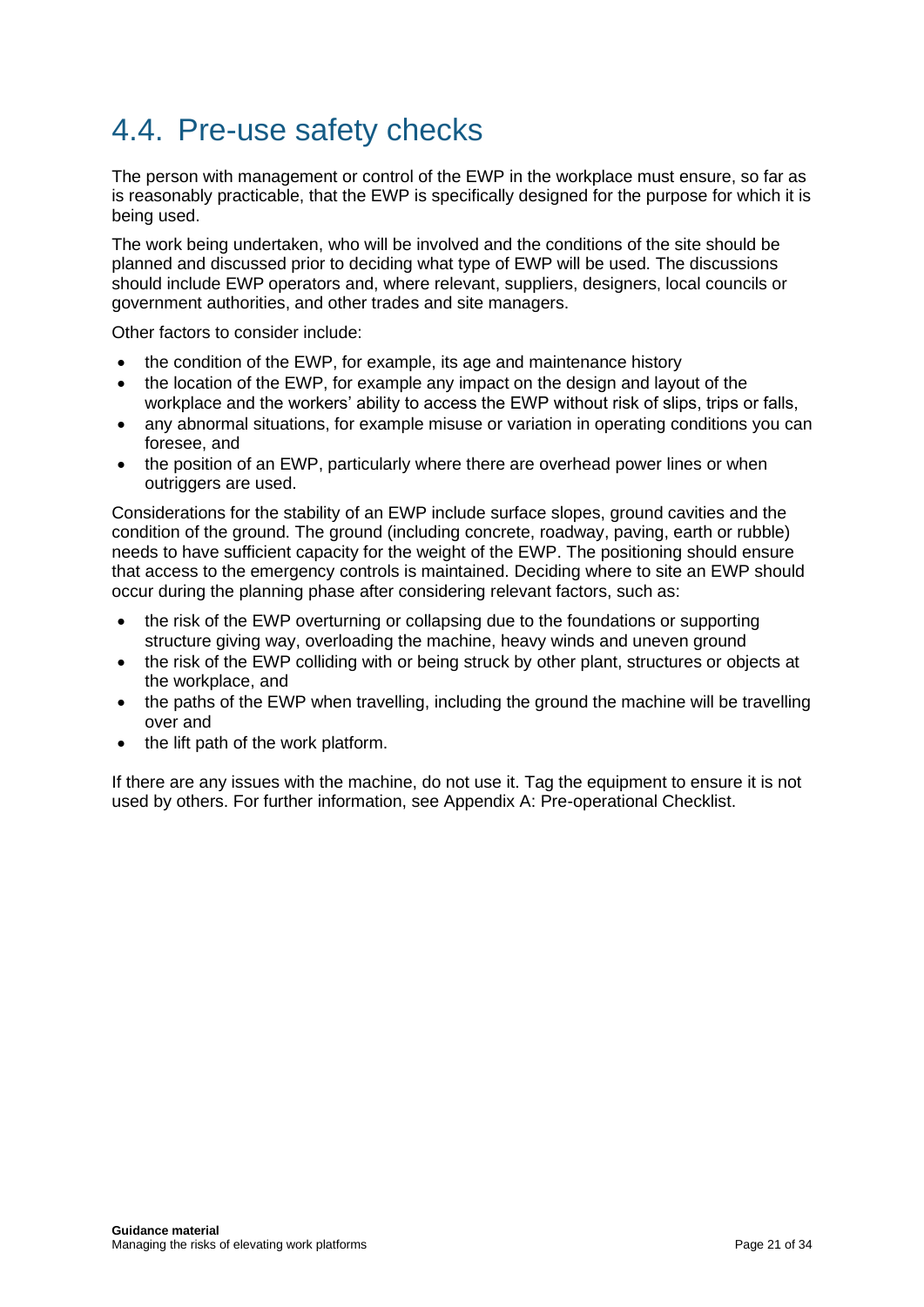## 4.4. Pre-use safety checks

The person with management or control of the EWP in the workplace must ensure, so far as is reasonably practicable, that the EWP is specifically designed for the purpose for which it is being used.

The work being undertaken, who will be involved and the conditions of the site should be planned and discussed prior to deciding what type of EWP will be used. The discussions should include EWP operators and, where relevant, suppliers, designers, local councils or government authorities, and other trades and site managers.

Other factors to consider include:

- the condition of the EWP, for example, its age and maintenance history
- the location of the EWP, for example any impact on the design and layout of the workplace and the workers' ability to access the EWP without risk of slips, trips or falls,
- any abnormal situations, for example misuse or variation in operating conditions you can foresee, and
- the position of an EWP, particularly where there are overhead power lines or when outriggers are used.

Considerations for the stability of an EWP include surface slopes, ground cavities and the condition of the ground. The ground (including concrete, roadway, paving, earth or rubble) needs to have sufficient capacity for the weight of the EWP. The positioning should ensure that access to the emergency controls is maintained. Deciding where to site an EWP should occur during the planning phase after considering relevant factors, such as:

- the risk of the EWP overturning or collapsing due to the foundations or supporting structure giving way, overloading the machine, heavy winds and uneven ground
- the risk of the EWP colliding with or being struck by other plant, structures or objects at the workplace, and
- the paths of the EWP when travelling, including the ground the machine will be travelling over and
- the lift path of the work platform.

If there are any issues with the machine, do not use it. Tag the equipment to ensure it is not used by others. For further information, see Appendix A: Pre-operational Checklist.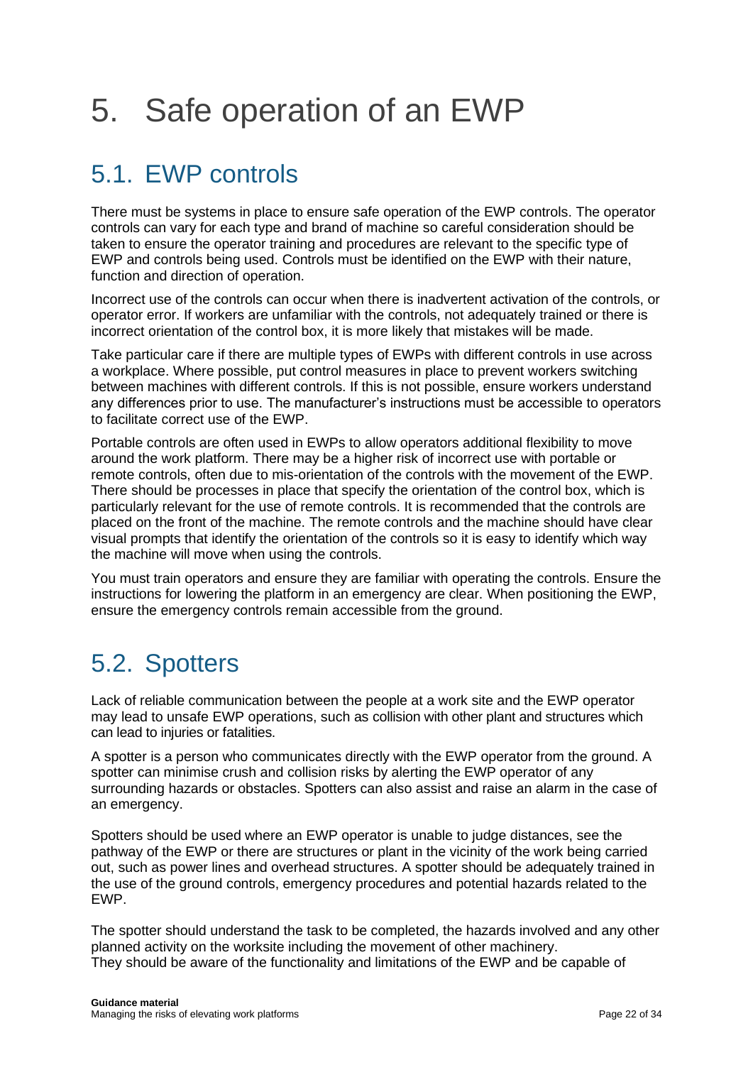# 5. Safe operation of an EWP

## 5.1. EWP controls

There must be systems in place to ensure safe operation of the EWP controls. The operator controls can vary for each type and brand of machine so careful consideration should be taken to ensure the operator training and procedures are relevant to the specific type of EWP and controls being used. Controls must be identified on the EWP with their nature, function and direction of operation.

Incorrect use of the controls can occur when there is inadvertent activation of the controls, or operator error. If workers are unfamiliar with the controls, not adequately trained or there is incorrect orientation of the control box, it is more likely that mistakes will be made.

Take particular care if there are multiple types of EWPs with different controls in use across a workplace. Where possible, put control measures in place to prevent workers switching between machines with different controls. If this is not possible, ensure workers understand any differences prior to use. The manufacturer's instructions must be accessible to operators to facilitate correct use of the EWP.

Portable controls are often used in EWPs to allow operators additional flexibility to move around the work platform. There may be a higher risk of incorrect use with portable or remote controls, often due to mis-orientation of the controls with the movement of the EWP. There should be processes in place that specify the orientation of the control box, which is particularly relevant for the use of remote controls. It is recommended that the controls are placed on the front of the machine. The remote controls and the machine should have clear visual prompts that identify the orientation of the controls so it is easy to identify which way the machine will move when using the controls.

You must train operators and ensure they are familiar with operating the controls. Ensure the instructions for lowering the platform in an emergency are clear. When positioning the EWP, ensure the emergency controls remain accessible from the ground.

## 5.2. Spotters

Lack of reliable communication between the people at a work site and the EWP operator may lead to unsafe EWP operations, such as collision with other plant and structures which can lead to injuries or fatalities.

A spotter is a person who communicates directly with the EWP operator from the ground. A spotter can minimise crush and collision risks by alerting the EWP operator of any surrounding hazards or obstacles. Spotters can also assist and raise an alarm in the case of an emergency.

Spotters should be used where an EWP operator is unable to judge distances, see the pathway of the EWP or there are structures or plant in the vicinity of the work being carried out, such as power lines and overhead structures. A spotter should be adequately trained in the use of the ground controls, emergency procedures and potential hazards related to the EWP.

The spotter should understand the task to be completed, the hazards involved and any other planned activity on the worksite including the movement of other machinery.
They should be aware of the functionality and limitations of the EWP and be capable of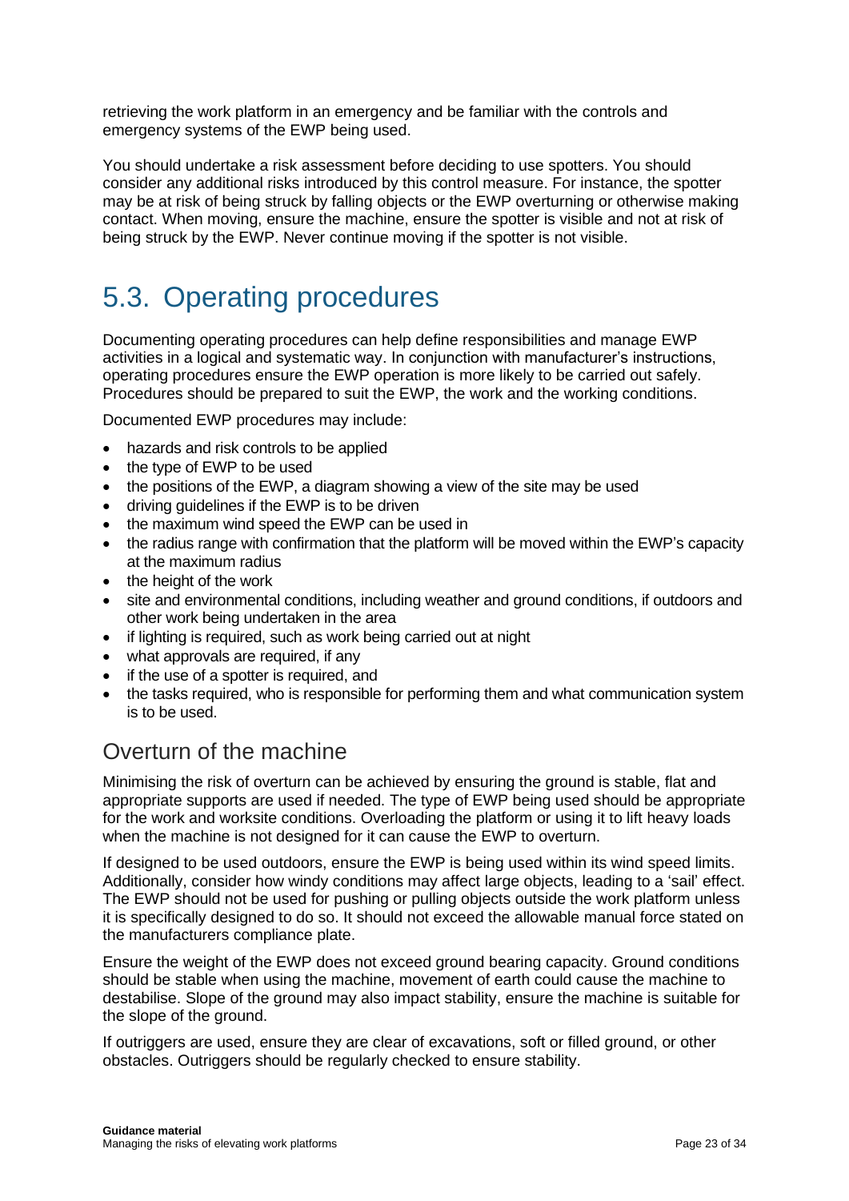retrieving the work platform in an emergency and be familiar with the controls and emergency systems of the EWP being used.

You should undertake a risk assessment before deciding to use spotters. You should consider any additional risks introduced by this control measure. For instance, the spotter may be at risk of being struck by falling objects or the EWP overturning or otherwise making contact. When moving, ensure the machine, ensure the spotter is visible and not at risk of being struck by the EWP. Never continue moving if the spotter is not visible.

## 5.3. Operating procedures

Documenting operating procedures can help define responsibilities and manage EWP activities in a logical and systematic way. In conjunction with manufacturer's instructions, operating procedures ensure the EWP operation is more likely to be carried out safely. Procedures should be prepared to suit the EWP, the work and the working conditions.

Documented EWP procedures may include:

- hazards and risk controls to be applied
- the type of EWP to be used
- the positions of the EWP, a diagram showing a view of the site may be used
- driving guidelines if the EWP is to be driven
- the maximum wind speed the EWP can be used in
- the radius range with confirmation that the platform will be moved within the EWP's capacity at the maximum radius
- the height of the work
- site and environmental conditions, including weather and ground conditions, if outdoors and other work being undertaken in the area
- if lighting is required, such as work being carried out at night
- what approvals are required, if any
- if the use of a spotter is required, and
- the tasks required, who is responsible for performing them and what communication system is to be used.

### Overturn of the machine

Minimising the risk of overturn can be achieved by ensuring the ground is stable, flat and appropriate supports are used if needed. The type of EWP being used should be appropriate for the work and worksite conditions. Overloading the platform or using it to lift heavy loads when the machine is not designed for it can cause the EWP to overturn.

If designed to be used outdoors, ensure the EWP is being used within its wind speed limits. Additionally, consider how windy conditions may affect large objects, leading to a 'sail' effect. The EWP should not be used for pushing or pulling objects outside the work platform unless it is specifically designed to do so. It should not exceed the allowable manual force stated on the manufacturers compliance plate.

Ensure the weight of the EWP does not exceed ground bearing capacity. Ground conditions should be stable when using the machine, movement of earth could cause the machine to destabilise. Slope of the ground may also impact stability, ensure the machine is suitable for the slope of the ground.

If outriggers are used, ensure they are clear of excavations, soft or filled ground, or other obstacles. Outriggers should be regularly checked to ensure stability.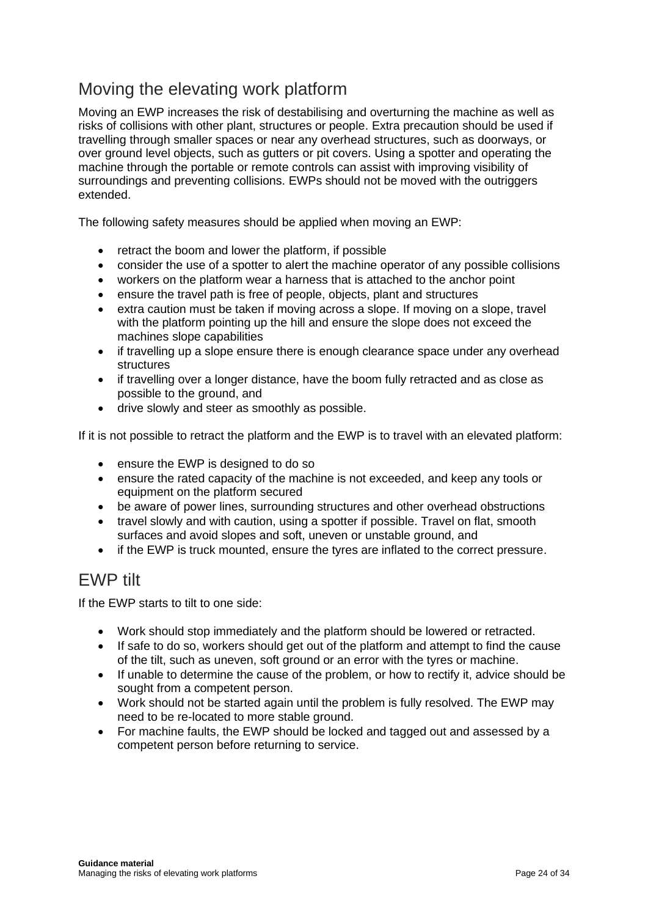## Moving the elevating work platform

Moving an EWP increases the risk of destabilising and overturning the machine as well as risks of collisions with other plant, structures or people. Extra precaution should be used if travelling through smaller spaces or near any overhead structures, such as doorways, or over ground level objects, such as gutters or pit covers. Using a spotter and operating the machine through the portable or remote controls can assist with improving visibility of surroundings and preventing collisions. EWPs should not be moved with the outriggers extended.

The following safety measures should be applied when moving an EWP:

- retract the boom and lower the platform, if possible
- consider the use of a spotter to alert the machine operator of any possible collisions
- workers on the platform wear a harness that is attached to the anchor point
- ensure the travel path is free of people, objects, plant and structures
- extra caution must be taken if moving across a slope. If moving on a slope, travel with the platform pointing up the hill and ensure the slope does not exceed the machines slope capabilities
- if travelling up a slope ensure there is enough clearance space under any overhead structures
- if travelling over a longer distance, have the boom fully retracted and as close as possible to the ground, and
- drive slowly and steer as smoothly as possible.

If it is not possible to retract the platform and the EWP is to travel with an elevated platform:

- ensure the EWP is designed to do so
- ensure the rated capacity of the machine is not exceeded, and keep any tools or equipment on the platform secured
- be aware of power lines, surrounding structures and other overhead obstructions
- travel slowly and with caution, using a spotter if possible. Travel on flat, smooth surfaces and avoid slopes and soft, uneven or unstable ground, and
- if the EWP is truck mounted, ensure the tyres are inflated to the correct pressure.

## EWP tilt

If the EWP starts to tilt to one side:

- Work should stop immediately and the platform should be lowered or retracted.
- If safe to do so, workers should get out of the platform and attempt to find the cause of the tilt, such as uneven, soft ground or an error with the tyres or machine.
- If unable to determine the cause of the problem, or how to rectify it, advice should be sought from a competent person.
- Work should not be started again until the problem is fully resolved. The EWP may need to be re-located to more stable ground.
- For machine faults, the EWP should be locked and tagged out and assessed by a competent person before returning to service.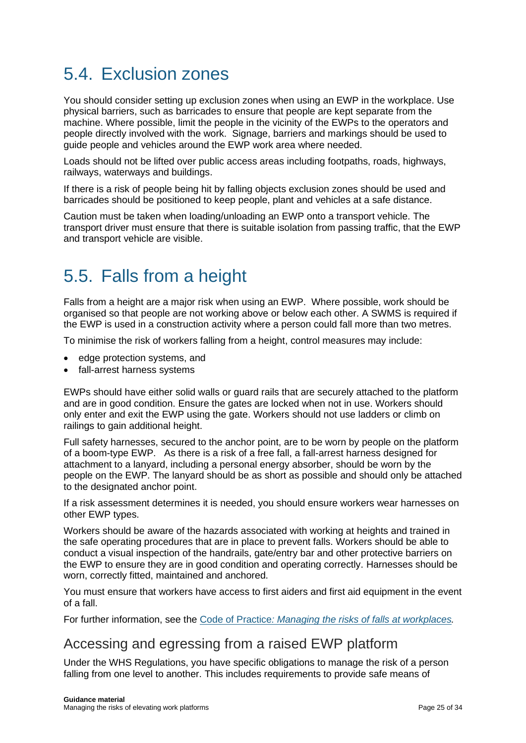## 5.4. Exclusion zones

You should consider setting up exclusion zones when using an EWP in the workplace. Use physical barriers, such as barricades to ensure that people are kept separate from the machine. Where possible, limit the people in the vicinity of the EWPs to the operators and people directly involved with the work. Signage, barriers and markings should be used to guide people and vehicles around the EWP work area where needed.

Loads should not be lifted over public access areas including footpaths, roads, highways, railways, waterways and buildings.

If there is a risk of people being hit by falling objects exclusion zones should be used and barricades should be positioned to keep people, plant and vehicles at a safe distance.

Caution must be taken when loading/unloading an EWP onto a transport vehicle. The transport driver must ensure that there is suitable isolation from passing traffic, that the EWP and transport vehicle are visible.

## 5.5. Falls from a height

Falls from a height are a major risk when using an EWP. Where possible, work should be organised so that people are not working above or below each other. A SWMS is required if the EWP is used in a construction activity where a person could fall more than two metres.

To minimise the risk of workers falling from a height, control measures may include:

- edge protection systems, and
- fall-arrest harness systems

EWPs should have either solid walls or guard rails that are securely attached to the platform and are in good condition. Ensure the gates are locked when not in use. Workers should only enter and exit the EWP using the gate. Workers should not use ladders or climb on railings to gain additional height.

Full safety harnesses, secured to the anchor point, are to be worn by people on the platform of a boom-type EWP. As there is a risk of a free fall, a fall-arrest harness designed for attachment to a lanyard, including a personal energy absorber, should be worn by the people on the EWP. The lanyard should be as short as possible and should only be attached to the designated anchor point.

If a risk assessment determines it is needed, you should ensure workers wear harnesses on other EWP types.

Workers should be aware of the hazards associated with working at heights and trained in the safe operating procedures that are in place to prevent falls. Workers should be able to conduct a visual inspection of the handrails, gate/entry bar and other protective barriers on the EWP to ensure they are in good condition and operating correctly. Harnesses should be worn, correctly fitted, maintained and anchored.

You must ensure that workers have access to first aiders and first aid equipment in the event of a fall.

For further information, see the Code of Practice*: Managing the risks of falls at workplaces.*

### Accessing and egressing from a raised EWP platform

Under the WHS Regulations, you have specific obligations to manage the risk of a person falling from one level to another. This includes requirements to provide safe means of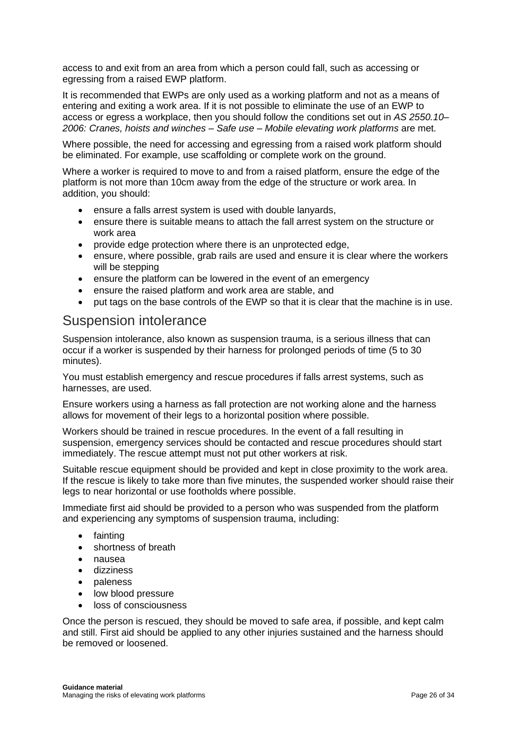access to and exit from an area from which a person could fall, such as accessing or egressing from a raised EWP platform.

It is recommended that EWPs are only used as a working platform and not as a means of entering and exiting a work area. If it is not possible to eliminate the use of an EWP to access or egress a workplace, then you should follow the conditions set out in *AS 2550.10–2006: Cranes, hoists and winches – Safe use – Mobile elevating work platforms* are met.

Where possible, the need for accessing and egressing from a raised work platform should be eliminated. For example, use scaffolding or complete work on the ground.

Where a worker is required to move to and from a raised platform, ensure the edge of the platform is not more than 10cm away from the edge of the structure or work area. In addition, you should:

- ensure a falls arrest system is used with double lanyards,
- ensure there is suitable means to attach the fall arrest system on the structure or work area
- provide edge protection where there is an unprotected edge,
- ensure, where possible, grab rails are used and ensure it is clear where the workers will be stepping
- ensure the platform can be lowered in the event of an emergency
- ensure the raised platform and work area are stable, and
- put tags on the base controls of the EWP so that it is clear that the machine is in use.

## Suspension intolerance

Suspension intolerance, also known as suspension trauma, is a serious illness that can occur if a worker is suspended by their harness for prolonged periods of time (5 to 30 minutes).

You must establish emergency and rescue procedures if falls arrest systems, such as harnesses, are used.

Ensure workers using a harness as fall protection are not working alone and the harness allows for movement of their legs to a horizontal position where possible.

Workers should be trained in rescue procedures. In the event of a fall resulting in suspension, emergency services should be contacted and rescue procedures should start immediately. The rescue attempt must not put other workers at risk.

Suitable rescue equipment should be provided and kept in close proximity to the work area. If the rescue is likely to take more than five minutes, the suspended worker should raise their legs to near horizontal or use footholds where possible.

Immediate first aid should be provided to a person who was suspended from the platform and experiencing any symptoms of suspension trauma, including:

- fainting
- shortness of breath
- nausea
- dizziness
- paleness
- low blood pressure
- loss of consciousness

Once the person is rescued, they should be moved to safe area, if possible, and kept calm and still. First aid should be applied to any other injuries sustained and the harness should be removed or loosened.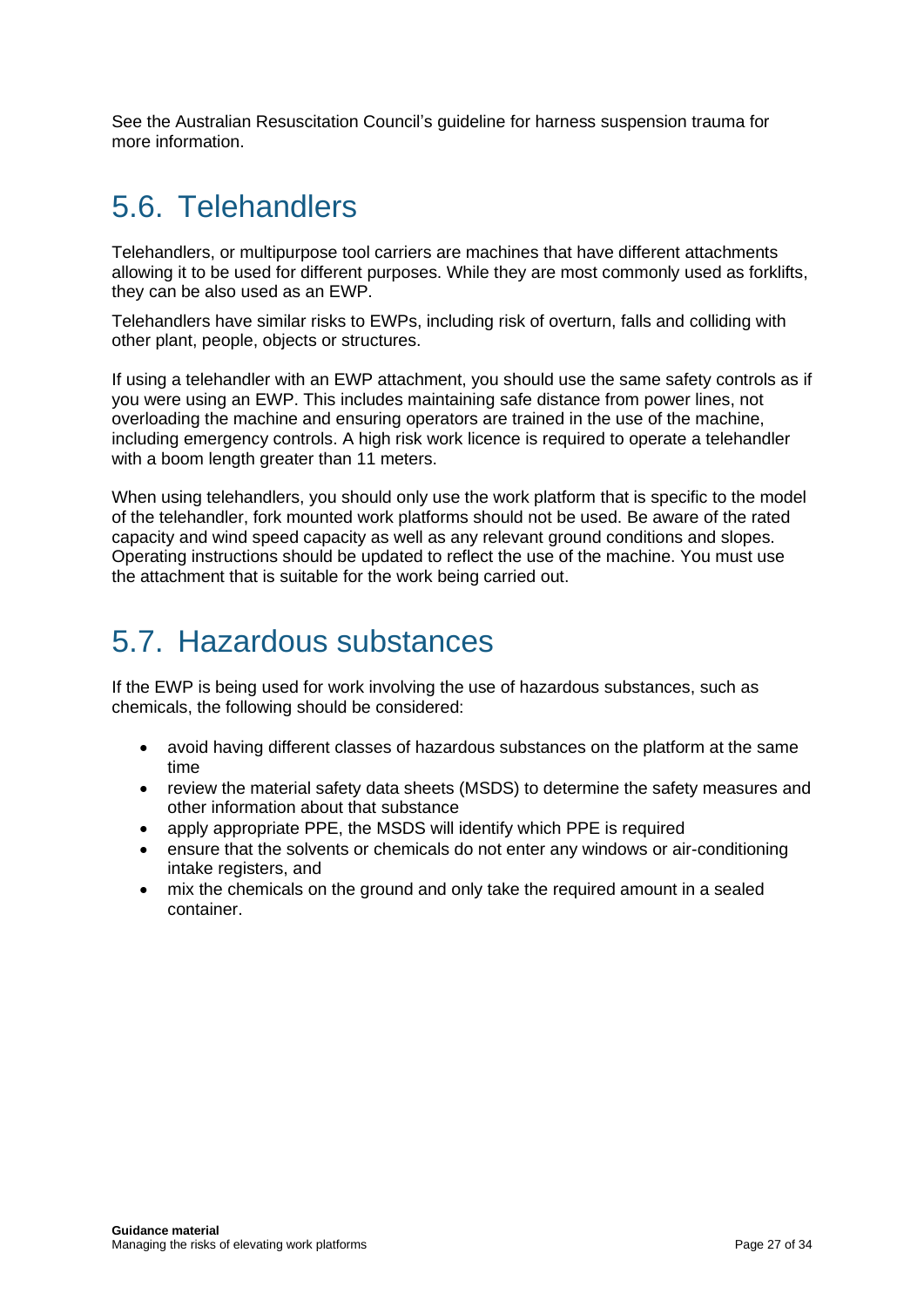See the Australian Resuscitation Council's guideline for harness suspension trauma for more information.

## 5.6. Telehandlers

Telehandlers, or multipurpose tool carriers are machines that have different attachments allowing it to be used for different purposes. While they are most commonly used as forklifts, they can be also used as an EWP.

Telehandlers have similar risks to EWPs, including risk of overturn, falls and colliding with other plant, people, objects or structures.

If using a telehandler with an EWP attachment, you should use the same safety controls as if you were using an EWP. This includes maintaining safe distance from power lines, not overloading the machine and ensuring operators are trained in the use of the machine, including emergency controls. A high risk work licence is required to operate a telehandler with a boom length greater than 11 meters.

When using telehandlers, you should only use the work platform that is specific to the model of the telehandler, fork mounted work platforms should not be used. Be aware of the rated capacity and wind speed capacity as well as any relevant ground conditions and slopes. Operating instructions should be updated to reflect the use of the machine. You must use the attachment that is suitable for the work being carried out.

## 5.7. Hazardous substances

If the EWP is being used for work involving the use of hazardous substances, such as chemicals, the following should be considered:

- avoid having different classes of hazardous substances on the platform at the same time
- review the material safety data sheets (MSDS) to determine the safety measures and other information about that substance
- apply appropriate PPE, the MSDS will identify which PPE is required
- ensure that the solvents or chemicals do not enter any windows or air-conditioning intake registers, and
- mix the chemicals on the ground and only take the required amount in a sealed container.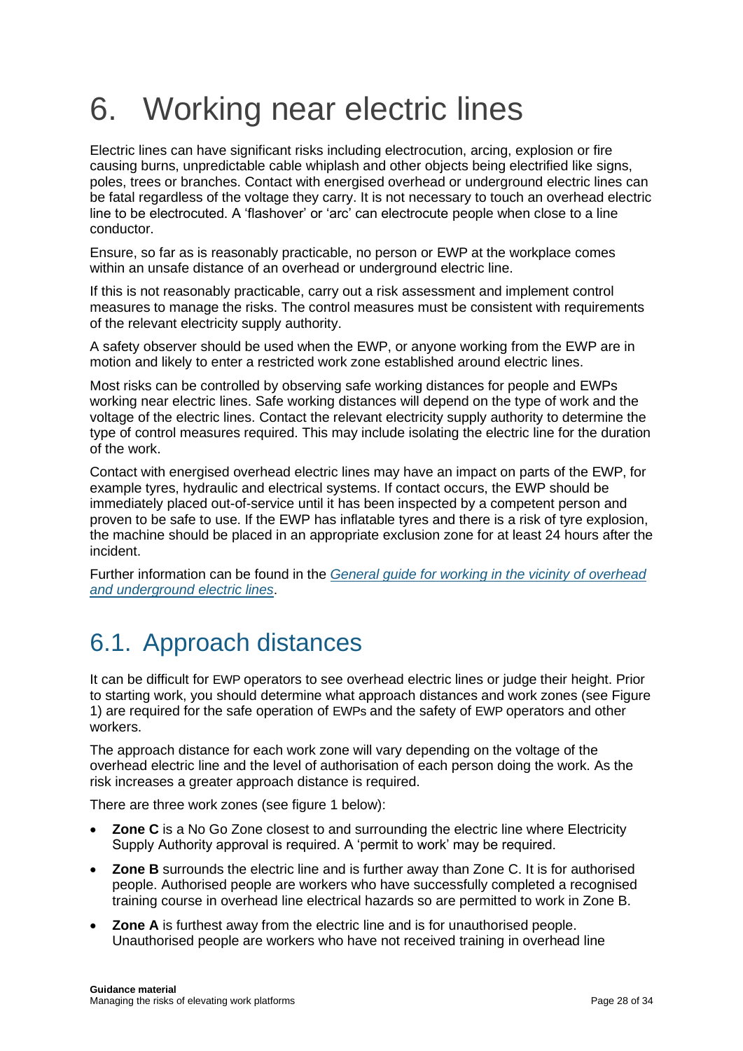# 6. Working near electric lines

Electric lines can have significant risks including electrocution, arcing, explosion or fire causing burns, unpredictable cable whiplash and other objects being electrified like signs, poles, trees or branches. Contact with energised overhead or underground electric lines can be fatal regardless of the voltage they carry. It is not necessary to touch an overhead electric line to be electrocuted. A 'flashover' or 'arc' can electrocute people when close to a line conductor.

Ensure, so far as is reasonably practicable, no person or EWP at the workplace comes within an unsafe distance of an overhead or underground electric line.

If this is not reasonably practicable, carry out a risk assessment and implement control measures to manage the risks. The control measures must be consistent with requirements of the relevant electricity supply authority.

A safety observer should be used when the EWP, or anyone working from the EWP are in motion and likely to enter a restricted work zone established around electric lines.

Most risks can be controlled by observing safe working distances for people and EWPs working near electric lines. Safe working distances will depend on the type of work and the voltage of the electric lines. Contact the relevant electricity supply authority to determine the type of control measures required. This may include isolating the electric line for the duration of the work.

Contact with energised overhead electric lines may have an impact on parts of the EWP, for example tyres, hydraulic and electrical systems. If contact occurs, the EWP should be immediately placed out-of-service until it has been inspected by a competent person and proven to be safe to use. If the EWP has inflatable tyres and there is a risk of tyre explosion, the machine should be placed in an appropriate exclusion zone for at least 24 hours after the incident.

Further information can be found in the *General guide for working in the vicinity of overhead and underground electric lines*.

## 6.1. Approach distances

It can be difficult for EWP operators to see overhead electric lines or judge their height. Prior to starting work, you should determine what approach distances and work zones (see Figure 1) are required for the safe operation of EWPs and the safety of EWP operators and other workers.

The approach distance for each work zone will vary depending on the voltage of the overhead electric line and the level of authorisation of each person doing the work. As the risk increases a greater approach distance is required.

There are three work zones (see figure 1 below):

- **Zone C** is a No Go Zone closest to and surrounding the electric line where Electricity Supply Authority approval is required. A 'permit to work' may be required.
- **Zone B** surrounds the electric line and is further away than Zone C. It is for authorised people. Authorised people are workers who have successfully completed a recognised training course in overhead line electrical hazards so are permitted to work in Zone B.
- **Zone A** is furthest away from the electric line and is for unauthorised people. Unauthorised people are workers who have not received training in overhead line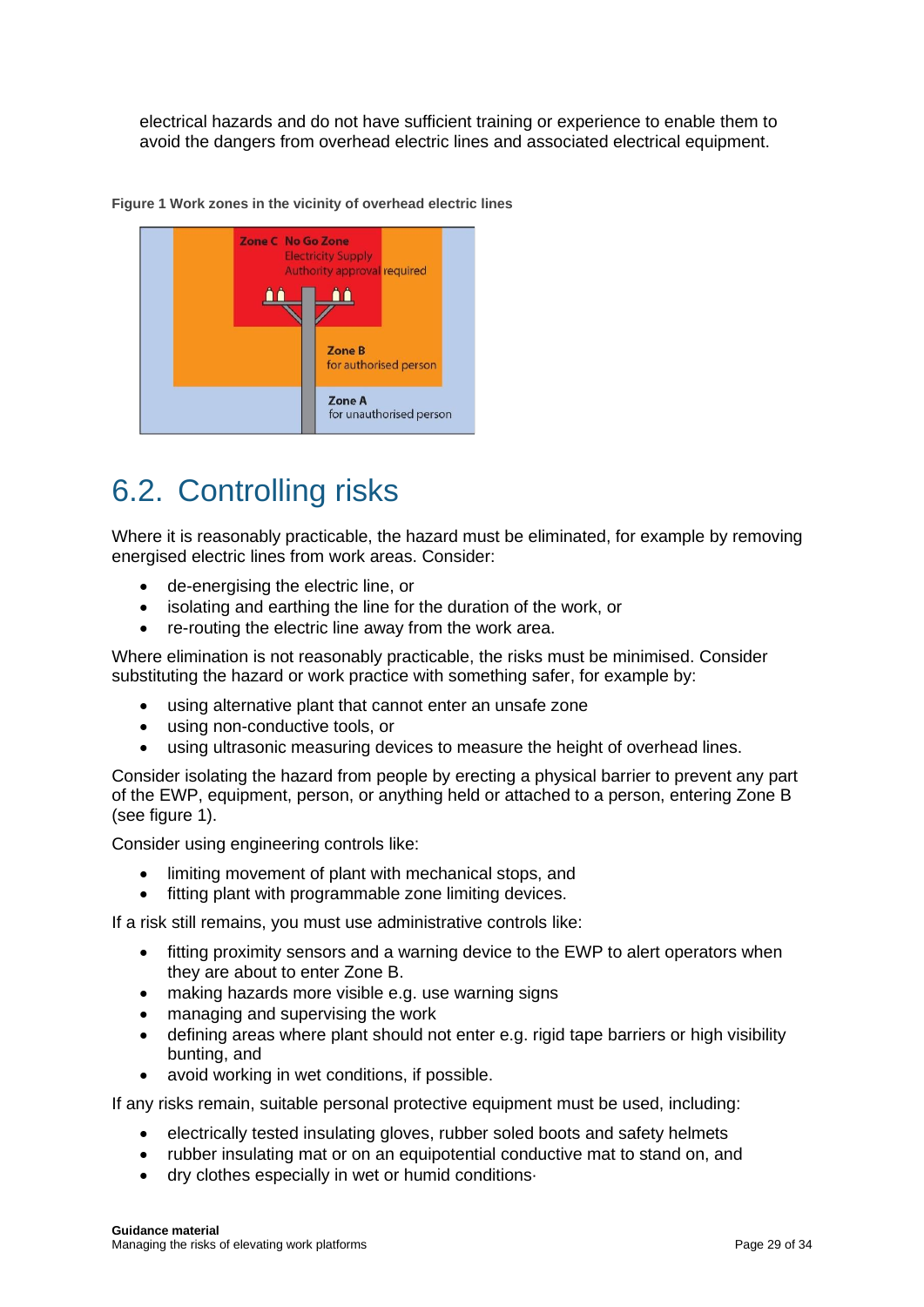electrical hazards and do not have sufficient training or experience to enable them to avoid the dangers from overhead electric lines and associated electrical equipment.

**Figure 1 Work zones in the vicinity of overhead electric lines**

Zone C No Go Zone
Electricity Supply Authority approval required

Zone B
for authorised person

Zone A
for unauthorised person

## 6.2. Controlling risks

Where it is reasonably practicable, the hazard must be eliminated, for example by removing energised electric lines from work areas. Consider:

- de-energising the electric line, or
- isolating and earthing the line for the duration of the work, or
- re-routing the electric line away from the work area.

Where elimination is not reasonably practicable, the risks must be minimised. Consider substituting the hazard or work practice with something safer, for example by:

- using alternative plant that cannot enter an unsafe zone
- using non-conductive tools, or
- using ultrasonic measuring devices to measure the height of overhead lines.

Consider isolating the hazard from people by erecting a physical barrier to prevent any part of the EWP, equipment, person, or anything held or attached to a person, entering Zone B (see figure 1).

Consider using engineering controls like:

- limiting movement of plant with mechanical stops, and
- fitting plant with programmable zone limiting devices.

If a risk still remains, you must use administrative controls like:

- fitting proximity sensors and a warning device to the EWP to alert operators when they are about to enter Zone B.
- making hazards more visible e.g. use warning signs
- managing and supervising the work
- defining areas where plant should not enter e.g. rigid tape barriers or high visibility bunting, and
- avoid working in wet conditions, if possible.

If any risks remain, suitable personal protective equipment must be used, including:

- electrically tested insulating gloves, rubber soled boots and safety helmets
- rubber insulating mat or on an equipotential conductive mat to stand on, and
- dry clothes especially in wet or humid conditions.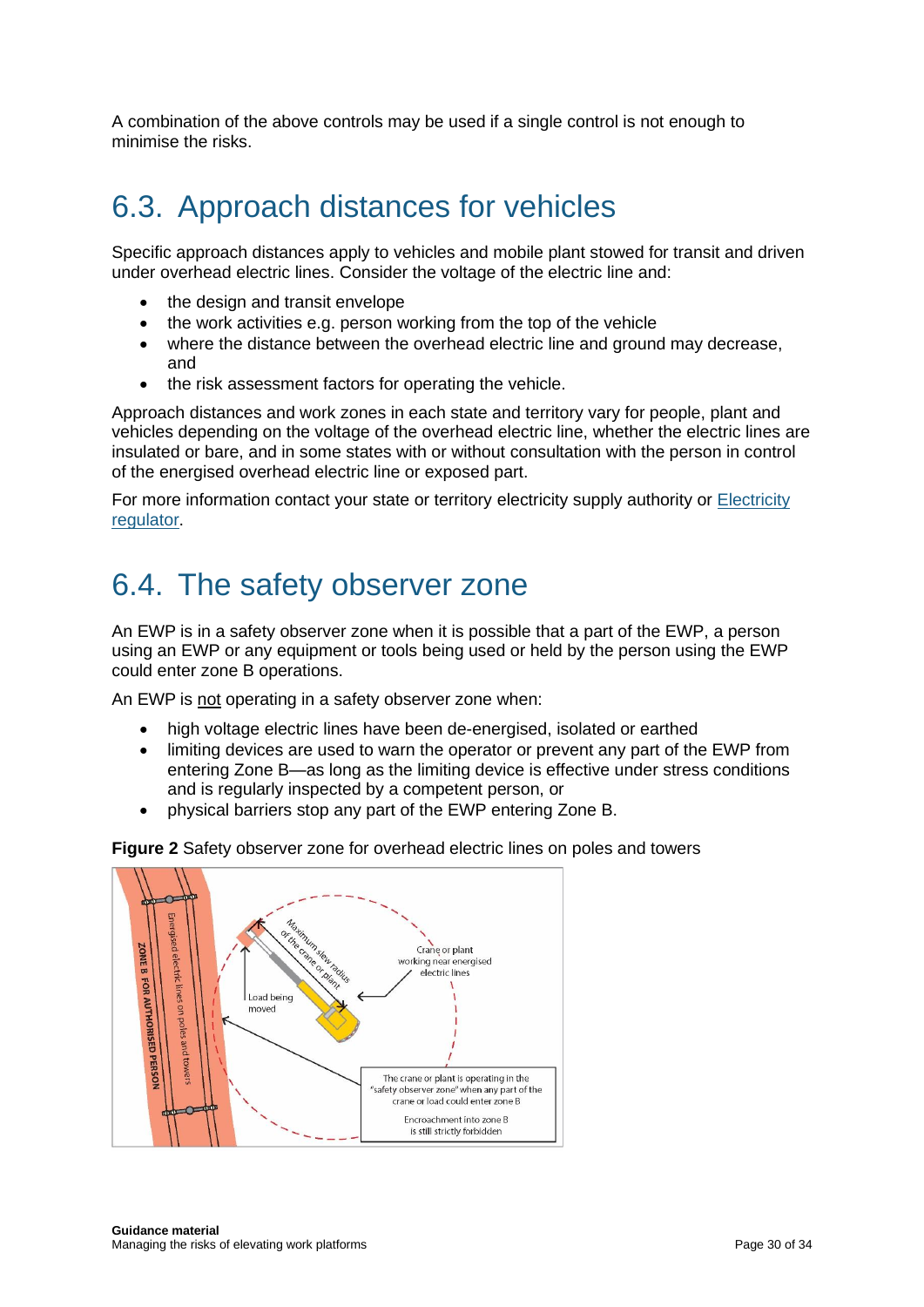A combination of the above controls may be used if a single control is not enough to minimise the risks.

## 6.3. Approach distances for vehicles

Specific approach distances apply to vehicles and mobile plant stowed for transit and driven under overhead electric lines. Consider the voltage of the electric line and:

- the design and transit envelope
- the work activities e.g. person working from the top of the vehicle
- where the distance between the overhead electric line and ground may decrease, and
- the risk assessment factors for operating the vehicle.

Approach distances and work zones in each state and territory vary for people, plant and vehicles depending on the voltage of the overhead electric line, whether the electric lines are insulated or bare, and in some states with or without consultation with the person in control of the energised overhead electric line or exposed part.

For more information contact your state or territory electricity supply authority or Electricity regulator.

## 6.4. The safety observer zone

An EWP is in a safety observer zone when it is possible that a part of the EWP, a person using an EWP or any equipment or tools being used or held by the person using the EWP could enter zone B operations.

An EWP is not operating in a safety observer zone when:

- high voltage electric lines have been de-energised, isolated or earthed
- limiting devices are used to warn the operator or prevent any part of the EWP from entering Zone B—as long as the limiting device is effective under stress conditions and is regularly inspected by a competent person, or
- physical barriers stop any part of the EWP entering Zone B.

**Figure 2** Safety observer zone for overhead electric lines on poles and towers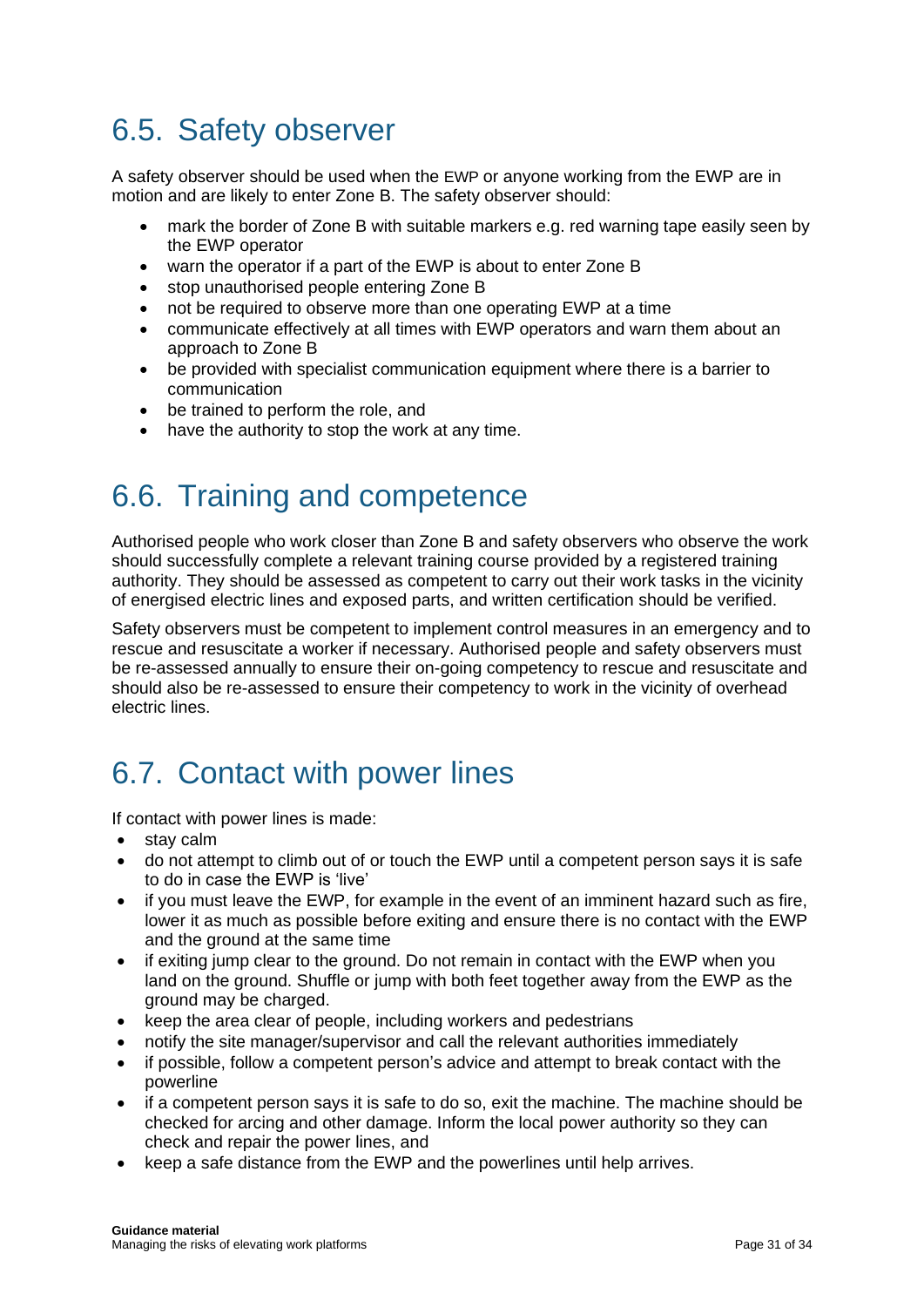## 6.5. Safety observer

A safety observer should be used when the EWP or anyone working from the EWP are in motion and are likely to enter Zone B. The safety observer should:

- mark the border of Zone B with suitable markers e.g. red warning tape easily seen by the EWP operator
- warn the operator if a part of the EWP is about to enter Zone B
- stop unauthorised people entering Zone B
- not be required to observe more than one operating EWP at a time
- communicate effectively at all times with EWP operators and warn them about an approach to Zone B
- be provided with specialist communication equipment where there is a barrier to communication
- be trained to perform the role, and
- have the authority to stop the work at any time.

## 6.6. Training and competence

Authorised people who work closer than Zone B and safety observers who observe the work should successfully complete a relevant training course provided by a registered training authority. They should be assessed as competent to carry out their work tasks in the vicinity of energised electric lines and exposed parts, and written certification should be verified.

Safety observers must be competent to implement control measures in an emergency and to rescue and resuscitate a worker if necessary. Authorised people and safety observers must be re-assessed annually to ensure their on-going competency to rescue and resuscitate and should also be re-assessed to ensure their competency to work in the vicinity of overhead electric lines.

## 6.7. Contact with power lines

If contact with power lines is made:

- stay calm
- do not attempt to climb out of or touch the EWP until a competent person says it is safe to do in case the EWP is 'live'
- if you must leave the EWP, for example in the event of an imminent hazard such as fire, lower it as much as possible before exiting and ensure there is no contact with the EWP and the ground at the same time
- if exiting jump clear to the ground. Do not remain in contact with the EWP when you land on the ground. Shuffle or jump with both feet together away from the EWP as the ground may be charged.
- keep the area clear of people, including workers and pedestrians
- notify the site manager/supervisor and call the relevant authorities immediately
- if possible, follow a competent person's advice and attempt to break contact with the powerline
- if a competent person says it is safe to do so, exit the machine. The machine should be checked for arcing and other damage. Inform the local power authority so they can check and repair the power lines, and
- keep a safe distance from the EWP and the powerlines until help arrives.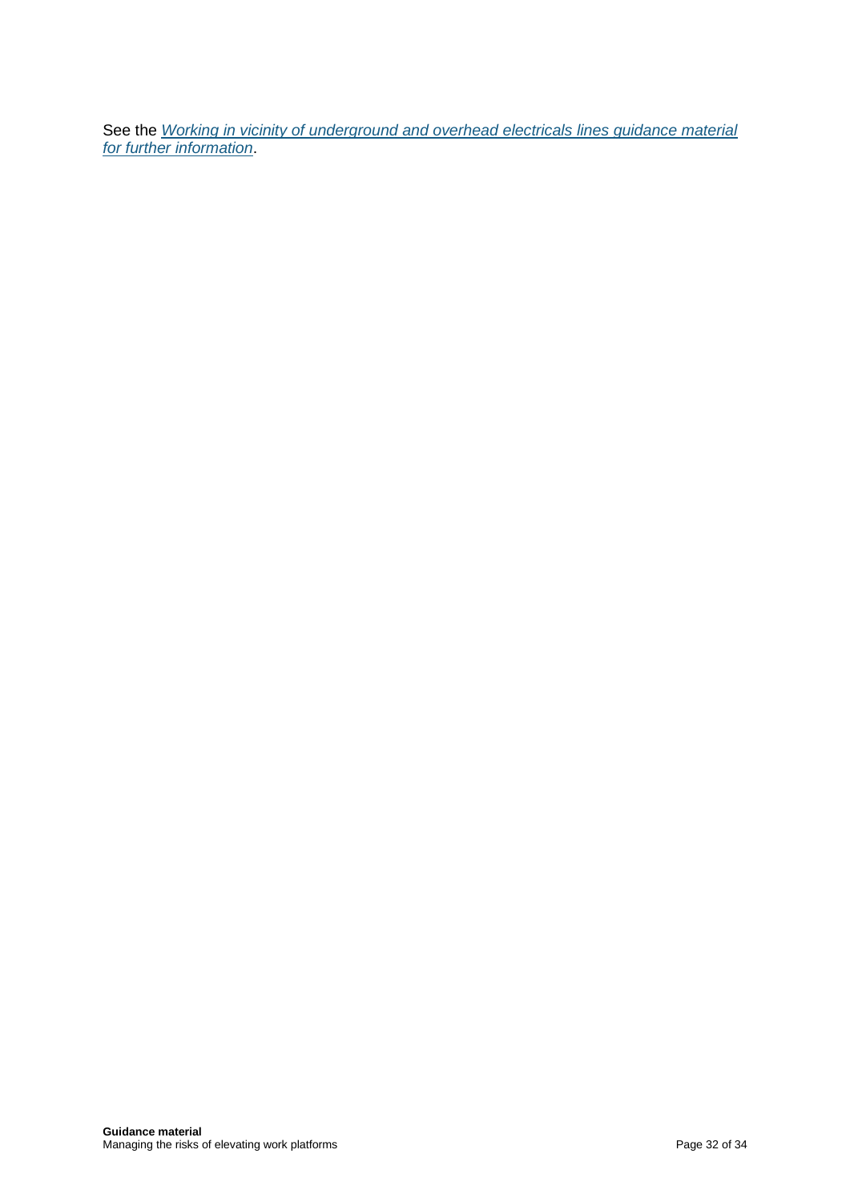See the *[Working in vicinity of underground and overhead electricals lines guidance material for further information](#)*.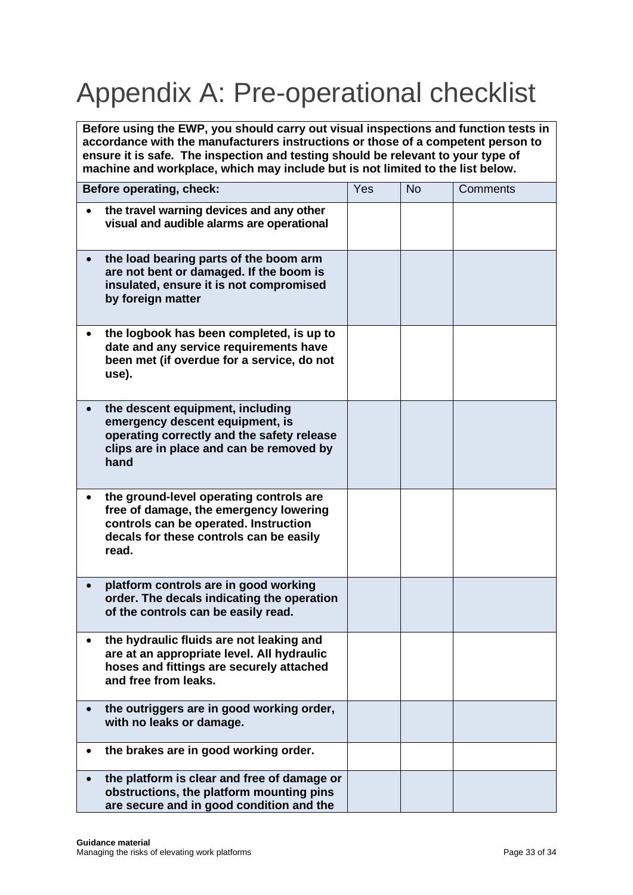# Appendix A: Pre-operational checklist

**Before using the EWP, you should carry out visual inspections and function tests in accordance with the manufacturers instructions or those of a competent person to ensure it is safe. The inspection and testing should be relevant to your type of machine and workplace, which may include but is not limited to the list below.**

| Before operating, check: | Yes | No | Comments |
|---|---|---|---|
| • **the travel warning devices and any other visual and audible alarms are operational** | | | |
| • **the load bearing parts of the boom arm are not bent or damaged. If the boom is insulated, ensure it is not compromised by foreign matter** | | | |
| • **the logbook has been completed, is up to date and any service requirements have been met (if overdue for a service, do not use).** | | | |
| • **the descent equipment, including emergency descent equipment, is operating correctly and the safety release clips are in place and can be removed by hand** | | | |
| • **the ground-level operating controls are free of damage, the emergency lowering controls can be operated. Instruction decals for these controls can be easily read.** | | | |
| • **platform controls are in good working order. The decals indicating the operation of the controls can be easily read.** | | | |
| • **the hydraulic fluids are not leaking and are at an appropriate level. All hydraulic hoses and fittings are securely attached and free from leaks.** | | | |
| • **the outriggers are in good working order, with no leaks or damage.** | | | |
| • **the brakes are in good working order.** | | | |
| • **the platform is clear and free of damage or obstructions, the platform mounting pins are secure and in good condition and the** | | | |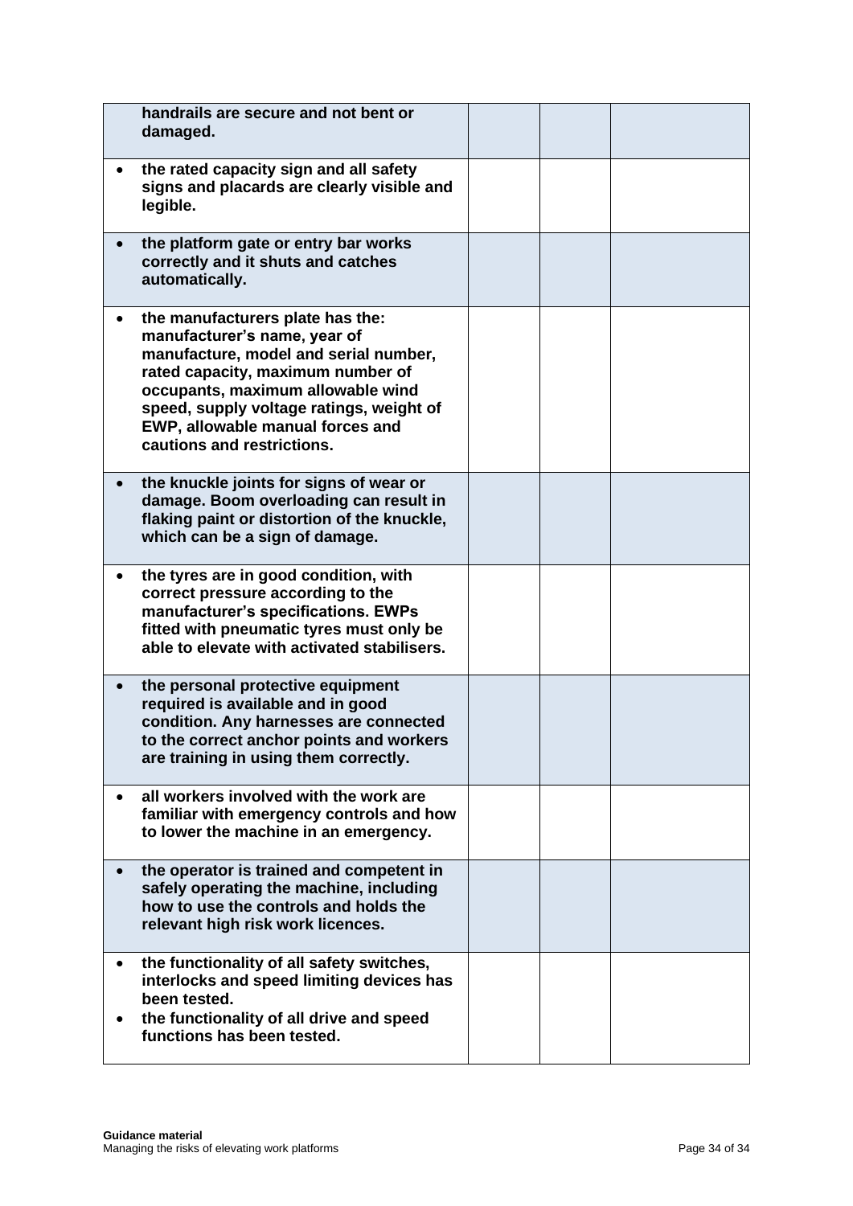| | | | |
|---|---|---|---|
| handrails are secure and not bent or damaged. | | | |
| • the rated capacity sign and all safety signs and placards are clearly visible and legible. | | | |
| • the platform gate or entry bar works correctly and it shuts and catches automatically. | | | |
| • the manufacturers plate has the: manufacturer's name, year of manufacture, model and serial number, rated capacity, maximum number of occupants, maximum allowable wind speed, supply voltage ratings, weight of EWP, allowable manual forces and cautions and restrictions. | | | |
| • the knuckle joints for signs of wear or damage. Boom overloading can result in flaking paint or distortion of the knuckle, which can be a sign of damage. | | | |
| • the tyres are in good condition, with correct pressure according to the manufacturer's specifications. EWPs fitted with pneumatic tyres must only be able to elevate with activated stabilisers. | | | |
| • the personal protective equipment required is available and in good condition. Any harnesses are connected to the correct anchor points and workers are training in using them correctly. | | | |
| • all workers involved with the work are familiar with emergency controls and how to lower the machine in an emergency. | | | |
| • the operator is trained and competent in safely operating the machine, including how to use the controls and holds the relevant high risk work licences. | | | |
| • the functionality of all safety switches, interlocks and speed limiting devices has been tested.<br>• the functionality of all drive and speed functions has been tested. | | | |